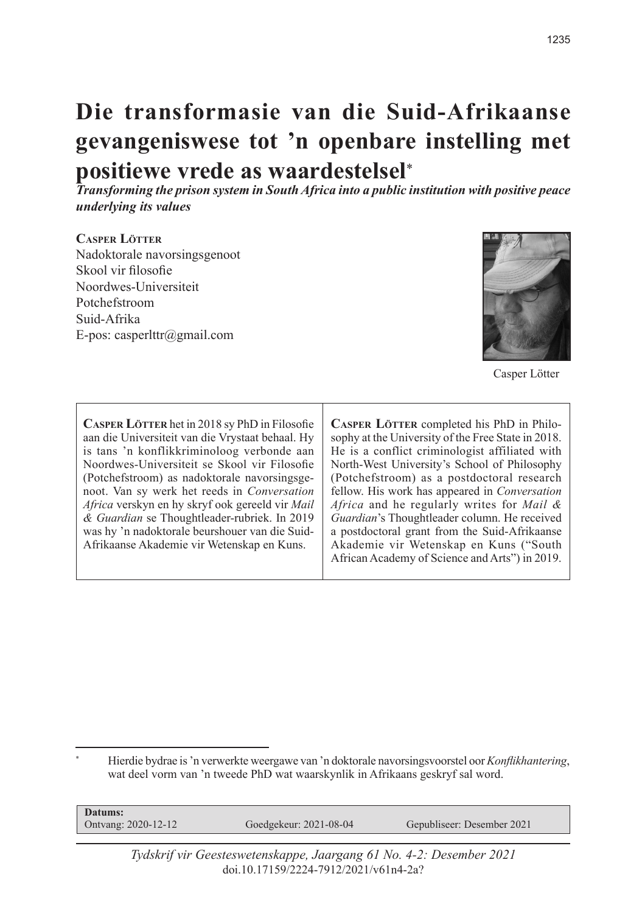# Die transformasie van die Suid-Afrikaanse gevangeniswese tot 'n openbare instelling met positiewe vrede as waardestelsel*

***Transforming the prison system in South Africa into a public institution with positive peace underlying its values***

**Casper Lötter**
Nadoktorale navorsingsgenoot
Skool vir filosofie
Noordwes-Universiteit
Potchefstroom
Suid-Afrika
E-pos: casperlttr@gmail.com

Casper Lötter

**Casper Lötter** het in 2018 sy PhD in Filosofie aan die Universiteit van die Vrystaat behaal. Hy is tans 'n konflikkriminoloog verbonde aan Noordwes-Universiteit se Skool vir Filosofie (Potchefstroom) as nadoktorale navorsingsgenoot. Van sy werk het reeds in *Conversation Africa* verskyn en hy skryf ook gereeld vir *Mail & Guardian* se Thoughtleader-rubriek. In 2019 was hy 'n nadoktorale beurshouer van die Suid-Afrikaanse Akademie vir Wetenskap en Kuns.

**Casper Lötter** completed his PhD in Philosophy at the University of the Free State in 2018. He is a conflict criminologist affiliated with North-West University's School of Philosophy (Potchefstroom) as a postdoctoral research fellow. His work has appeared in *Conversation Africa* and he regularly writes for *Mail & Guardian*'s Thoughtleader column. He received a postdoctoral grant from the Suid-Afrikaanse Akademie vir Wetenskap en Kuns ("South African Academy of Science and Arts") in 2019.

\* Hierdie bydrae is 'n verwerkte weergawe van 'n doktorale navorsingsvoorstel oor *Konflikhantering*, wat deel vorm van 'n tweede PhD wat waarskynlik in Afrikaans geskryf sal word.

**Datums:**
Ontvang: 2020-12-12 Goedgekeur: 2021-08-04 Gepubliseer: Desember 2021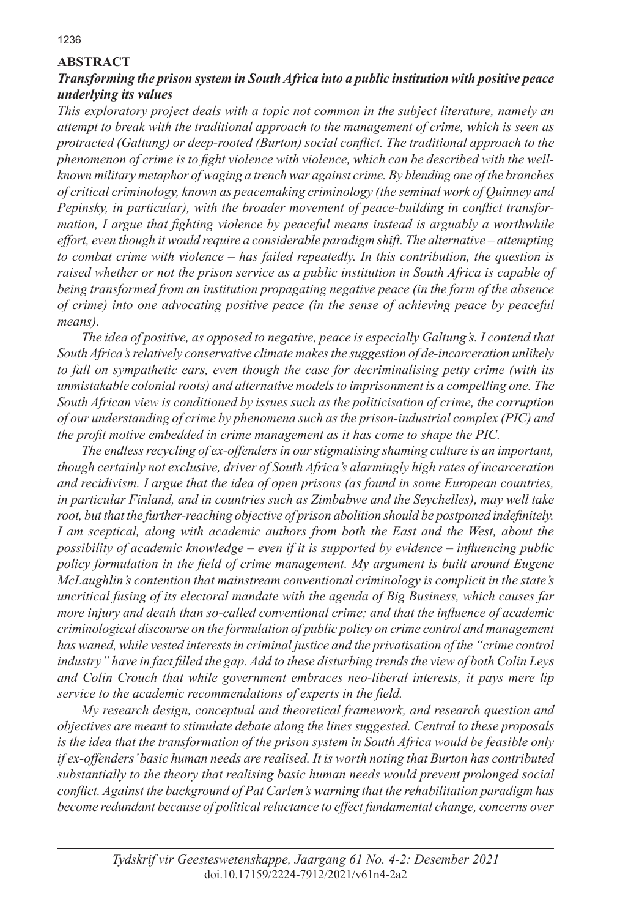**ABSTRACT**

***Transforming the prison system in South Africa into a public institution with positive peace underlying its values***

*This exploratory project deals with a topic not common in the subject literature, namely an attempt to break with the traditional approach to the management of crime, which is seen as protracted (Galtung) or deep-rooted (Burton) social conflict. The traditional approach to the phenomenon of crime is to fight violence with violence, which can be described with the well-known military metaphor of waging a trench war against crime. By blending one of the branches of critical criminology, known as peacemaking criminology (the seminal work of Quinney and Pepinsky, in particular), with the broader movement of peace-building in conflict transformation, I argue that fighting violence by peaceful means instead is arguably a worthwhile effort, even though it would require a considerable paradigm shift. The alternative – attempting to combat crime with violence – has failed repeatedly. In this contribution, the question is raised whether or not the prison service as a public institution in South Africa is capable of being transformed from an institution propagating negative peace (in the form of the absence of crime) into one advocating positive peace (in the sense of achieving peace by peaceful means).*

*The idea of positive, as opposed to negative, peace is especially Galtung's. I contend that South Africa's relatively conservative climate makes the suggestion of de-incarceration unlikely to fall on sympathetic ears, even though the case for decriminalising petty crime (with its unmistakable colonial roots) and alternative models to imprisonment is a compelling one. The South African view is conditioned by issues such as the politicisation of crime, the corruption of our understanding of crime by phenomena such as the prison-industrial complex (PIC) and the profit motive embedded in crime management as it has come to shape the PIC.*

*The endless recycling of ex-offenders in our stigmatising shaming culture is an important, though certainly not exclusive, driver of South Africa's alarmingly high rates of incarceration and recidivism. I argue that the idea of open prisons (as found in some European countries, in particular Finland, and in countries such as Zimbabwe and the Seychelles), may well take root, but that the further-reaching objective of prison abolition should be postponed indefinitely. I am sceptical, along with academic authors from both the East and the West, about the possibility of academic knowledge – even if it is supported by evidence – influencing public policy formulation in the field of crime management. My argument is built around Eugene McLaughlin's contention that mainstream conventional criminology is complicit in the state's uncritical fusing of its electoral mandate with the agenda of Big Business, which causes far more injury and death than so-called conventional crime; and that the influence of academic criminological discourse on the formulation of public policy on crime control and management has waned, while vested interests in criminal justice and the privatisation of the "crime control industry" have in fact filled the gap. Add to these disturbing trends the view of both Colin Leys and Colin Crouch that while government embraces neo-liberal interests, it pays mere lip service to the academic recommendations of experts in the field.*

*My research design, conceptual and theoretical framework, and research question and objectives are meant to stimulate debate along the lines suggested. Central to these proposals is the idea that the transformation of the prison system in South Africa would be feasible only if ex-offenders' basic human needs are realised. It is worth noting that Burton has contributed substantially to the theory that realising basic human needs would prevent prolonged social conflict. Against the background of Pat Carlen's warning that the rehabilitation paradigm has become redundant because of political reluctance to effect fundamental change, concerns over*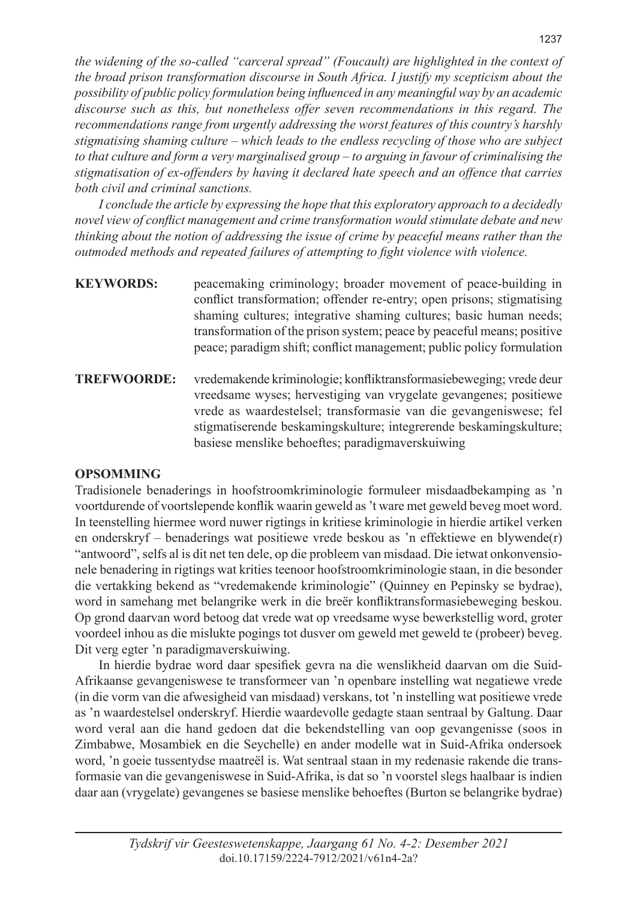*the widening of the so-called "carceral spread" (Foucault) are highlighted in the context of the broad prison transformation discourse in South Africa. I justify my scepticism about the possibility of public policy formulation being influenced in any meaningful way by an academic discourse such as this, but nonetheless offer seven recommendations in this regard. The recommendations range from urgently addressing the worst features of this country's harshly stigmatising shaming culture – which leads to the endless recycling of those who are subject to that culture and form a very marginalised group – to arguing in favour of criminalising the stigmatisation of ex-offenders by having it declared hate speech and an offence that carries both civil and criminal sanctions.*

*I conclude the article by expressing the hope that this exploratory approach to a decidedly novel view of conflict management and crime transformation would stimulate debate and new thinking about the notion of addressing the issue of crime by peaceful means rather than the outmoded methods and repeated failures of attempting to fight violence with violence.*

**KEYWORDS:** peacemaking criminology; broader movement of peace-building in conflict transformation; offender re-entry; open prisons; stigmatising shaming cultures; integrative shaming cultures; basic human needs; transformation of the prison system; peace by peaceful means; positive peace; paradigm shift; conflict management; public policy formulation

**TREFWOORDE:** vredemakende kriminologie; konfliktransformasiebeweging; vrede deur vreedsame wyses; hervestiging van vrygelate gevangenes; positiewe vrede as waardestelsel; transformasie van die gevangeniswese; fel stigmatiserende beskamingskulture; integrerende beskamingskulture; basiese menslike behoeftes; paradigmaverskuiwing

## OPSOMMING

Tradisionele benaderings in hoofstroomkriminologie formuleer misdaadbekamping as 'n voortdurende of voortslepende konflik waarin geweld as 't ware met geweld beveg moet word. In teenstelling hiermee word nuwer rigtings in kritiese kriminologie in hierdie artikel verken en onderskryf – benaderings wat positiewe vrede beskou as 'n effektiewe en blywende(r) "antwoord", selfs al is dit net ten dele, op die probleem van misdaad. Die ietwat onkonvensionele benadering in rigtings wat krities teenoor hoofstroomkriminologie staan, in die besonder die vertakking bekend as "vredemakende kriminologie" (Quinney en Pepinsky se bydrae), word in samehang met belangrike werk in die breër konfliktransformasiebeweging beskou. Op grond daarvan word betoog dat vrede wat op vreedsame wyse bewerkstellig word, groter voordeel inhou as die mislukte pogings tot dusver om geweld met geweld te (probeer) beveg. Dit verg egter 'n paradigmaverskuiwing.

In hierdie bydrae word daar spesifiek gevra na die wenslikheid daarvan om die Suid-Afrikaanse gevangeniswese te transformeer van 'n openbare instelling wat negatiewe vrede (in die vorm van die afwesigheid van misdaad) verskans, tot 'n instelling wat positiewe vrede as 'n waardestelsel onderskryf. Hierdie waardevolle gedagte staan sentraal by Galtung. Daar word veral aan die hand gedoen dat die bekendstelling van oop gevangenisse (soos in Zimbabwe, Mosambiek en die Seychelle) en ander modelle wat in Suid-Afrika ondersoek word, 'n goeie tussentydse maatreël is. Wat sentraal staan in my redenasie rakende die transformasie van die gevangeniswese in Suid-Afrika, is dat so 'n voorstel slegs haalbaar is indien daar aan (vrygelate) gevangenes se basiese menslike behoeftes (Burton se belangrike bydrae)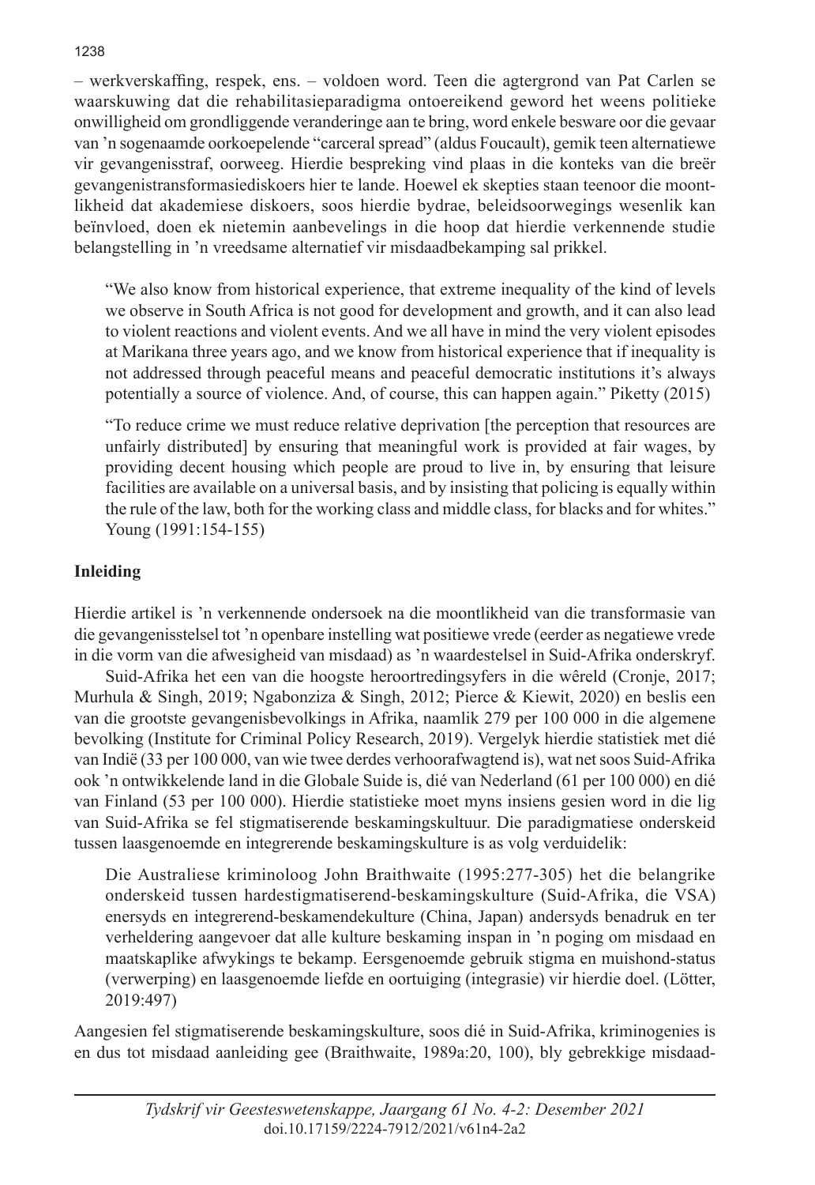– werkverskaffing, respek, ens. – voldoen word. Teen die agtergrond van Pat Carlen se waarskuwing dat die rehabilitasieparadigma ontoereikend geword het weens politieke onwilligheid om grondliggende veranderinge aan te bring, word enkele besware oor die gevaar van 'n sogenaamde oorkoepelende "carceral spread" (aldus Foucault), gemik teen alternatiewe vir gevangenisstraf, oorweeg. Hierdie bespreking vind plaas in die konteks van die breër gevangenistransformasiediskoers hier te lande. Hoewel ek skepties staan teenoor die moontlikheid dat akademiese diskoers, soos hierdie bydrae, beleidsoorwegings wesenlik kan beïnvloed, doen ek nietemin aanbevelings in die hoop dat hierdie verkennende studie belangstelling in 'n vreedsame alternatief vir misdaadbekamping sal prikkel.

> "We also know from historical experience, that extreme inequality of the kind of levels we observe in South Africa is not good for development and growth, and it can also lead to violent reactions and violent events. And we all have in mind the very violent episodes at Marikana three years ago, and we know from historical experience that if inequality is not addressed through peaceful means and peaceful democratic institutions it's always potentially a source of violence. And, of course, this can happen again." Piketty (2015)

> "To reduce crime we must reduce relative deprivation [the perception that resources are unfairly distributed] by ensuring that meaningful work is provided at fair wages, by providing decent housing which people are proud to live in, by ensuring that leisure facilities are available on a universal basis, and by insisting that policing is equally within the rule of the law, both for the working class and middle class, for blacks and for whites." Young (1991:154-155)

## Inleiding

Hierdie artikel is 'n verkennende ondersoek na die moontlikheid van die transformasie van die gevangenisstelsel tot 'n openbare instelling wat positiewe vrede (eerder as negatiewe vrede in die vorm van die afwesigheid van misdaad) as 'n waardestelsel in Suid-Afrika onderskryf.

Suid-Afrika het een van die hoogste heroortredingsyfers in die wêreld (Cronje, 2017; Murhula & Singh, 2019; Ngabonziza & Singh, 2012; Pierce & Kiewit, 2020) en beslis een van die grootste gevangenisbevolkings in Afrika, naamlik 279 per 100 000 in die algemene bevolking (Institute for Criminal Policy Research, 2019). Vergelyk hierdie statistiek met dié van Indië (33 per 100 000, van wie twee derdes verhoorafwagtend is), wat net soos Suid-Afrika ook 'n ontwikkelende land in die Globale Suide is, dié van Nederland (61 per 100 000) en dié van Finland (53 per 100 000). Hierdie statistieke moet myns insiens gesien word in die lig van Suid-Afrika se fel stigmatiserende beskamingskultuur. Die paradigmatiese onderskeid tussen laasgenoemde en integrerende beskamingskulture is as volg verduidelik:

> Die Australiese kriminoloog John Braithwaite (1995:277-305) het die belangrike onderskeid tussen hardestigmatiserend-beskamingskulture (Suid-Afrika, die VSA) enersyds en integrerend-beskamendekulture (China, Japan) andersyds benadruk en ter verheldering aangevoer dat alle kulture beskaming inspan in 'n poging om misdaad en maatskaplike afwykings te bekamp. Eersgenoemde gebruik stigma en muishond-status (verwerping) en laasgenoemde liefde en oortuiging (integrasie) vir hierdie doel. (Lötter, 2019:497)

Aangesien fel stigmatiserende beskamingskulture, soos dié in Suid-Afrika, kriminogenies is en dus tot misdaad aanleiding gee (Braithwaite, 1989a:20, 100), bly gebrekkige misdaad-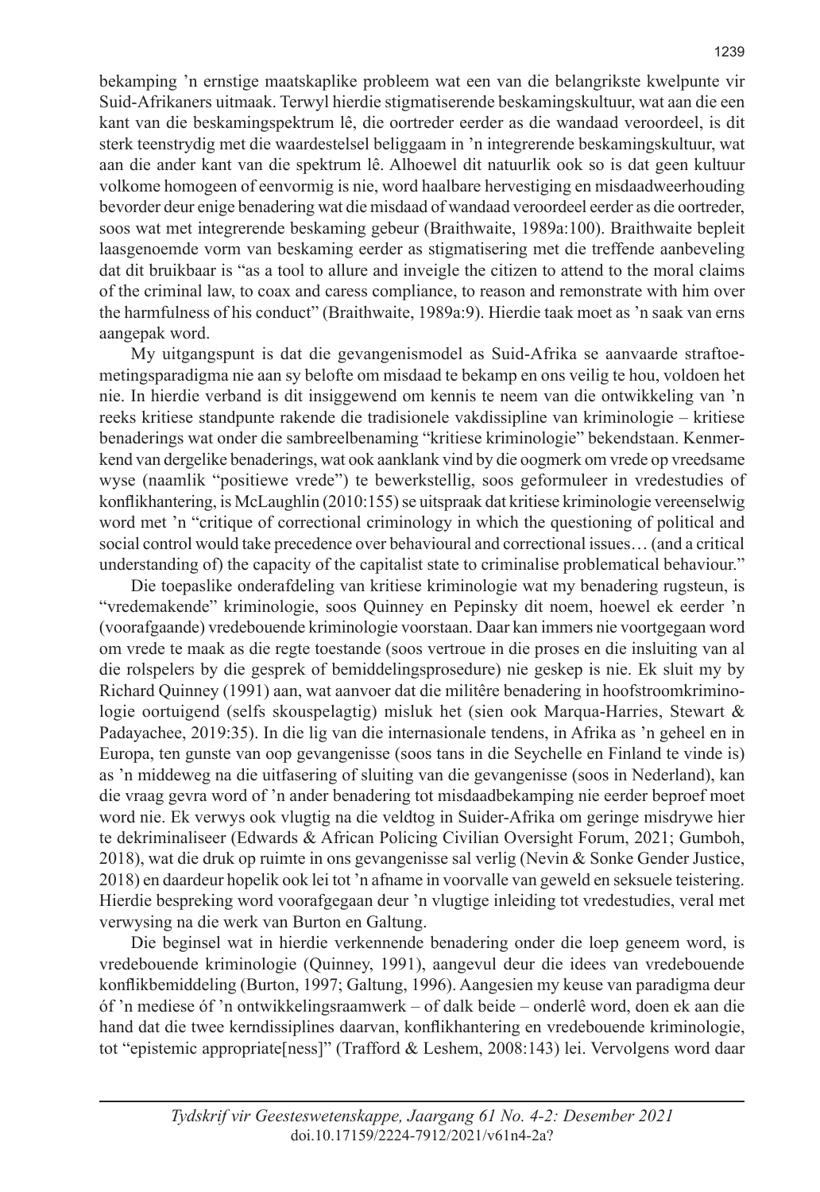bekamping 'n ernstige maatskaplike probleem wat een van die belangrikste kwelpunte vir Suid-Afrikaners uitmaak. Terwyl hierdie stigmatiserende beskamingskultuur, wat aan die een kant van die beskamingspektrum lê, die oortreder eerder as die wandaad veroordeel, is dit sterk teenstrydig met die waardestelsel beliggaam in 'n integrerende beskamingskultuur, wat aan die ander kant van die spektrum lê. Alhoewel dit natuurlik ook so is dat geen kultuur volkome homogeen of eenvormig is nie, word haalbare hervestiging en misdaadweerhouding bevorder deur enige benadering wat die misdaad of wandaad veroordeel eerder as die oortreder, soos wat met integrerende beskaming gebeur (Braithwaite, 1989a:100). Braithwaite bepleit laasgenoemde vorm van beskaming eerder as stigmatisering met die treffende aanbeveling dat dit bruikbaar is "as a tool to allure and inveigle the citizen to attend to the moral claims of the criminal law, to coax and caress compliance, to reason and remonstrate with him over the harmfulness of his conduct" (Braithwaite, 1989a:9). Hierdie taak moet as 'n saak van erns aangepak word.

My uitgangspunt is dat die gevangenismodel as Suid-Afrika se aanvaarde straftoemetingsparadigma nie aan sy belofte om misdaad te bekamp en ons veilig te hou, voldoen het nie. In hierdie verband is dit insiggewend om kennis te neem van die ontwikkeling van 'n reeks kritiese standpunte rakende die tradisionele vakdissipline van kriminologie – kritiese benaderings wat onder die sambreelbenaming "kritiese kriminologie" bekendstaan. Kenmerkend van dergelike benaderings, wat ook aanklank vind by die oogmerk om vrede op vreedsame wyse (naamlik "positiewe vrede") te bewerkstellig, soos geformuleer in vredestudies of konflikhantering, is McLaughlin (2010:155) se uitspraak dat kritiese kriminologie vereenselwig word met 'n "critique of correctional criminology in which the questioning of political and social control would take precedence over behavioural and correctional issues… (and a critical understanding of) the capacity of the capitalist state to criminalise problematical behaviour."

Die toepaslike onderafdeling van kritiese kriminologie wat my benadering rugsteun, is "vredemakende" kriminologie, soos Quinney en Pepinsky dit noem, hoewel ek eerder 'n (voorafgaande) vredebouende kriminologie voorstaan. Daar kan immers nie voortgegaan word om vrede te maak as die regte toestande (soos vertroue in die proses en die insluiting van al die rolspelers by die gesprek of bemiddelingsprosedure) nie geskep is nie. Ek sluit my by Richard Quinney (1991) aan, wat aanvoer dat die militêre benadering in hoofstroomkriminologie oortuigend (selfs skouspelagtig) misluk het (sien ook Marqua-Harries, Stewart & Padayachee, 2019:35). In die lig van die internasionale tendens, in Afrika as 'n geheel en in Europa, ten gunste van oop gevangenisse (soos tans in die Seychelle en Finland te vinde is) as 'n middeweg na die uitfasering of sluiting van die gevangenisse (soos in Nederland), kan die vraag gevra word of 'n ander benadering tot misdaadbekamping nie eerder beproef moet word nie. Ek verwys ook vlugtig na die veldtog in Suider-Afrika om geringe misdrywe hier te dekriminaliseer (Edwards & African Policing Civilian Oversight Forum, 2021; Gumboh, 2018), wat die druk op ruimte in ons gevangenisse sal verlig (Nevin & Sonke Gender Justice, 2018) en daardeur hopelik ook lei tot 'n afname in voorvalle van geweld en seksuele teistering. Hierdie bespreking word voorafgegaan deur 'n vlugtige inleiding tot vredestudies, veral met verwysing na die werk van Burton en Galtung.

Die beginsel wat in hierdie verkennende benadering onder die loep geneem word, is vredebouende kriminologie (Quinney, 1991), aangevul deur die idees van vredebouende konflikbemiddeling (Burton, 1997; Galtung, 1996). Aangesien my keuse van paradigma deur óf 'n mediese óf 'n ontwikkelingsraamwerk – of dalk beide – onderlê word, doen ek aan die hand dat die twee kerndissiplines daarvan, konflikhantering en vredebouende kriminologie, tot "epistemic appropriate[ness]" (Trafford & Leshem, 2008:143) lei. Vervolgens word daar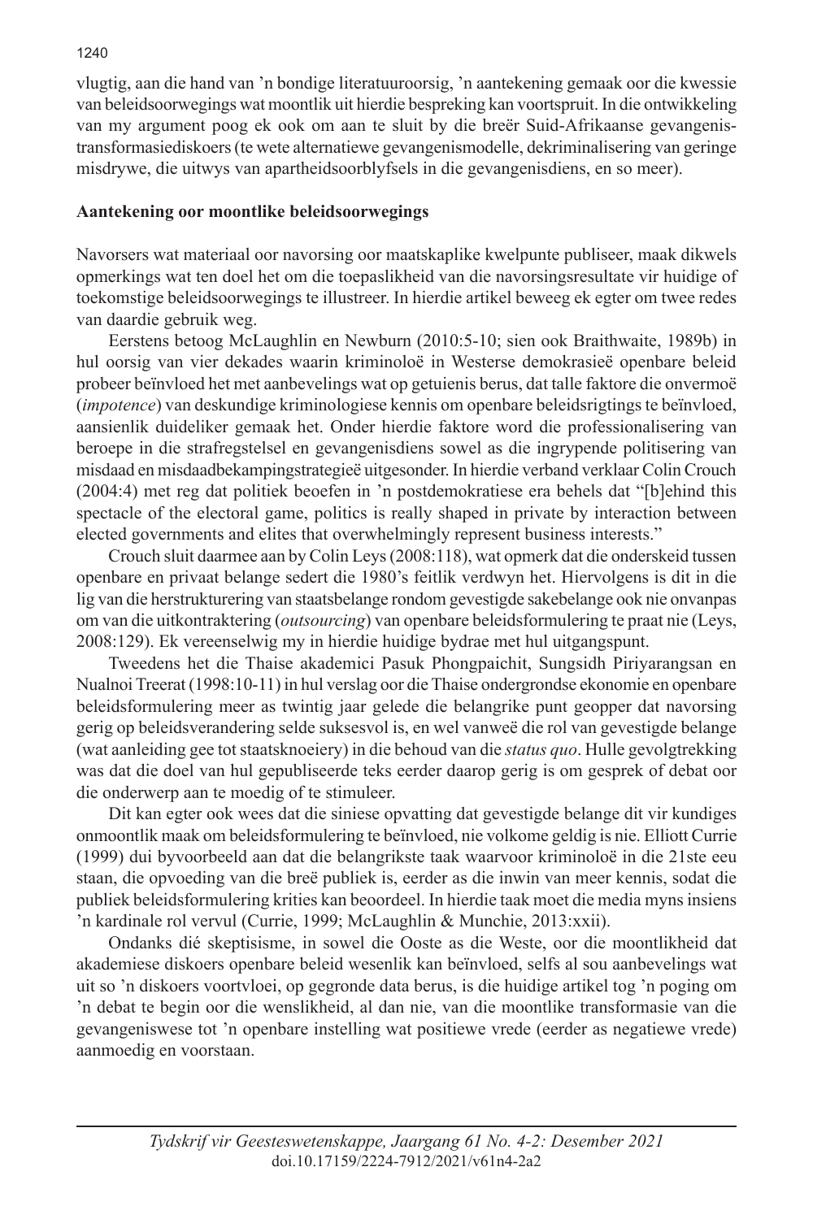vlugtig, aan die hand van 'n bondige literatuuroorsig, 'n aantekening gemaak oor die kwessie van beleidsoorwegings wat moontlik uit hierdie bespreking kan voortspruit. In die ontwikkeling van my argument poog ek ook om aan te sluit by die breër Suid-Afrikaanse gevangenistransformasiediskoers (te wete alternatiewe gevangenismodelle, dekriminalisering van geringe misdrywe, die uitwys van apartheidsoorblyfsels in die gevangenisdiens, en so meer).

**Aantekening oor moontlike beleidsoorwegings**

Navorsers wat materiaal oor navorsing oor maatskaplike kwelpunte publiseer, maak dikwels opmerkings wat ten doel het om die toepaslikheid van die navorsingsresultate vir huidige of toekomstige beleidsoorwegings te illustreer. In hierdie artikel beweeg ek egter om twee redes van daardie gebruik weg.

Eerstens betoog McLaughlin en Newburn (2010:5-10; sien ook Braithwaite, 1989b) in hul oorsig van vier dekades waarin kriminoloë in Westerse demokrasieë openbare beleid probeer beïnvloed het met aanbevelings wat op getuienis berus, dat talle faktore die onvermoë (*impotence*) van deskundige kriminologiese kennis om openbare beleidsrigtings te beïnvloed, aansienlik duideliker gemaak het. Onder hierdie faktore word die professionalisering van beroepe in die strafregstelsel en gevangenisdiens sowel as die ingrypende politisering van misdaad en misdaadbekampingstrategieë uitgesonder. In hierdie verband verklaar Colin Crouch (2004:4) met reg dat politiek beoefen in 'n postdemokratiese era behels dat "[b]ehind this spectacle of the electoral game, politics is really shaped in private by interaction between elected governments and elites that overwhelmingly represent business interests."

Crouch sluit daarmee aan by Colin Leys (2008:118), wat opmerk dat die onderskeid tussen openbare en privaat belange sedert die 1980's feitlik verdwyn het. Hiervolgens is dit in die lig van die herstrukturering van staatsbelange rondom gevestigde sakebelange ook nie onvanpas om van die uitkontraktering (*outsourcing*) van openbare beleidsformulering te praat nie (Leys, 2008:129). Ek vereenselwig my in hierdie huidige bydrae met hul uitgangspunt.

Tweedens het die Thaise akademici Pasuk Phongpaichit, Sungsidh Piriyarangsan en Nualnoi Treerat (1998:10-11) in hul verslag oor die Thaise ondergrondse ekonomie en openbare beleidsformulering meer as twintig jaar gelede die belangrike punt geopper dat navorsing gerig op beleidsverandering selde suksesvol is, en wel vanweë die rol van gevestigde belange (wat aanleiding gee tot staatsknoeiery) in die behoud van die *status quo*. Hulle gevolgtrekking was dat die doel van hul gepubliseerde teks eerder daarop gerig is om gesprek of debat oor die onderwerp aan te moedig of te stimuleer.

Dit kan egter ook wees dat die siniese opvatting dat gevestigde belange dit vir kundiges onmoontlik maak om beleidsformulering te beïnvloed, nie volkome geldig is nie. Elliott Currie (1999) dui byvoorbeeld aan dat die belangrikste taak waarvoor kriminoloë in die 21ste eeu staan, die opvoeding van die breë publiek is, eerder as die inwin van meer kennis, sodat die publiek beleidsformulering krities kan beoordeel. In hierdie taak moet die media myns insiens 'n kardinale rol vervul (Currie, 1999; McLaughlin & Munchie, 2013:xxii).

Ondanks dié skeptisisme, in sowel die Ooste as die Weste, oor die moontlikheid dat akademiese diskoers openbare beleid wesenlik kan beïnvloed, selfs al sou aanbevelings wat uit so 'n diskoers voortvloei, op gegronde data berus, is die huidige artikel tog 'n poging om 'n debat te begin oor die wenslikheid, al dan nie, van die moontlike transformasie van die gevangeniswese tot 'n openbare instelling wat positiewe vrede (eerder as negatiewe vrede) aanmoedig en voorstaan.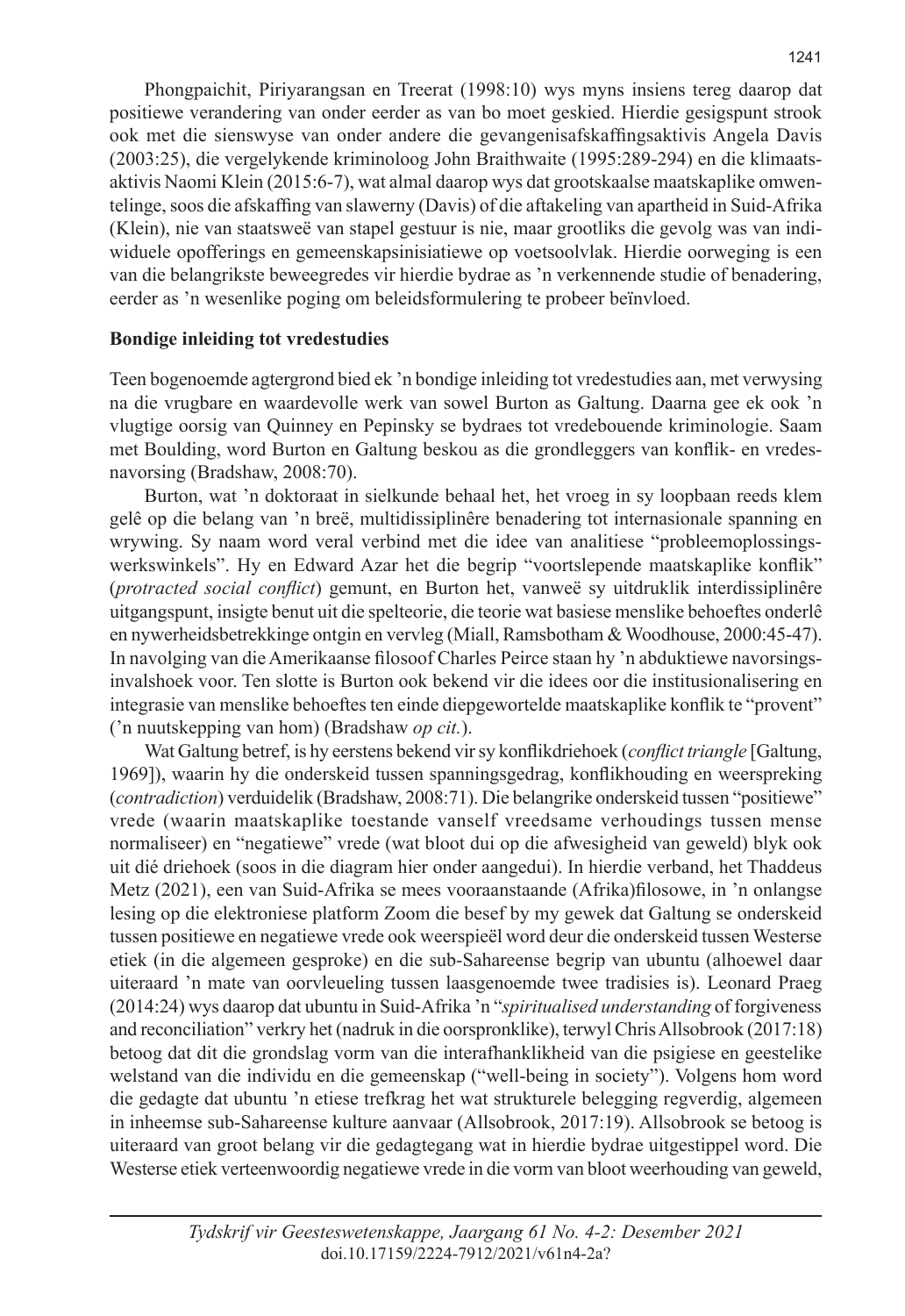Phongpaichit, Piriyarangsan en Treerat (1998:10) wys myns insiens tereg daarop dat positiewe verandering van onder eerder as van bo moet geskied. Hierdie gesigspunt strook ook met die sienswyse van onder andere die gevangenisafskaffingsaktivis Angela Davis (2003:25), die vergelykende kriminoloog John Braithwaite (1995:289-294) en die klimaatsaktivis Naomi Klein (2015:6-7), wat almal daarop wys dat grootskaalse maatskaplike omwentelinge, soos die afskaffing van slawerny (Davis) of die aftakeling van apartheid in Suid-Afrika (Klein), nie van staatsweë van stapel gestuur is nie, maar grootliks die gevolg was van individuele opofferings en gemeenskapsinisiatiewe op voetsoolvlak. Hierdie oorweging is een van die belangrikste beweegredes vir hierdie bydrae as 'n verkennende studie of benadering, eerder as 'n wesenlike poging om beleidsformulering te probeer beïnvloed.

**Bondige inleiding tot vredestudies**

Teen bogenoemde agtergrond bied ek 'n bondige inleiding tot vredestudies aan, met verwysing na die vrugbare en waardevolle werk van sowel Burton as Galtung. Daarna gee ek ook 'n vlugtige oorsig van Quinney en Pepinsky se bydraes tot vredebouende kriminologie. Saam met Boulding, word Burton en Galtung beskou as die grondleggers van konflik- en vredesnavorsing (Bradshaw, 2008:70).

Burton, wat 'n doktoraat in sielkunde behaal het, het vroeg in sy loopbaan reeds klem gelê op die belang van 'n breë, multidissiplinêre benadering tot internasionale spanning en wrywing. Sy naam word veral verbind met die idee van analitiese "probleemoplossingswerkswinkels". Hy en Edward Azar het die begrip "voortslepende maatskaplike konflik" (*protracted social conflict*) gemunt, en Burton het, vanweë sy uitdruklik interdissiplinêre uitgangspunt, insigte benut uit die spelteorie, die teorie wat basiese menslike behoeftes onderlê en nywerheidsbetrekkinge ontgin en vervleg (Miall, Ramsbotham & Woodhouse, 2000:45-47). In navolging van die Amerikaanse filosoof Charles Peirce staan hy 'n abduktiewe navorsingsinvalshoek voor. Ten slotte is Burton ook bekend vir die idees oor die institusionalisering en integrasie van menslike behoeftes ten einde diepgewortelde maatskaplike konflik te "provent" ('n nuutskepping van hom) (Bradshaw *op cit.*).

Wat Galtung betref, is hy eerstens bekend vir sy konflikdriehoek (*conflict triangle* [Galtung, 1969]), waarin hy die onderskeid tussen spanningsgedrag, konflikhouding en weerspreking (*contradiction*) verduidelik (Bradshaw, 2008:71). Die belangrike onderskeid tussen "positiewe" vrede (waarin maatskaplike toestande vanself vreedsame verhoudings tussen mense normaliseer) en "negatiewe" vrede (wat bloot dui op die afwesigheid van geweld) blyk ook uit dié driehoek (soos in die diagram hier onder aangedui). In hierdie verband, het Thaddeus Metz (2021), een van Suid-Afrika se mees vooraanstaande (Afrika)filosowe, in 'n onlangse lesing op die elektroniese platform Zoom die besef by my gewek dat Galtung se onderskeid tussen positiewe en negatiewe vrede ook weerspieël word deur die onderskeid tussen Westerse etiek (in die algemeen gesproke) en die sub-Sahareense begrip van ubuntu (alhoewel daar uiteraard 'n mate van oorvleueling tussen laasgenoemde twee tradisies is). Leonard Praeg (2014:24) wys daarop dat ubuntu in Suid-Afrika 'n "*spiritualised understanding* of forgiveness and reconciliation" verkry het (nadruk in die oorspronklike), terwyl Chris Allsobrook (2017:18) betoog dat dit die grondslag vorm van die interafhanklikheid van die psigiese en geestelike welstand van die individu en die gemeenskap ("well-being in society"). Volgens hom word die gedagte dat ubuntu 'n etiese trefkrag het wat strukturele belegging regverdig, algemeen in inheemse sub-Sahareense kulture aanvaar (Allsobrook, 2017:19). Allsobrook se betoog is uiteraard van groot belang vir die gedagtegang wat in hierdie bydrae uitgestippel word. Die Westerse etiek verteenwoordig negatiewe vrede in die vorm van bloot weerhouding van geweld,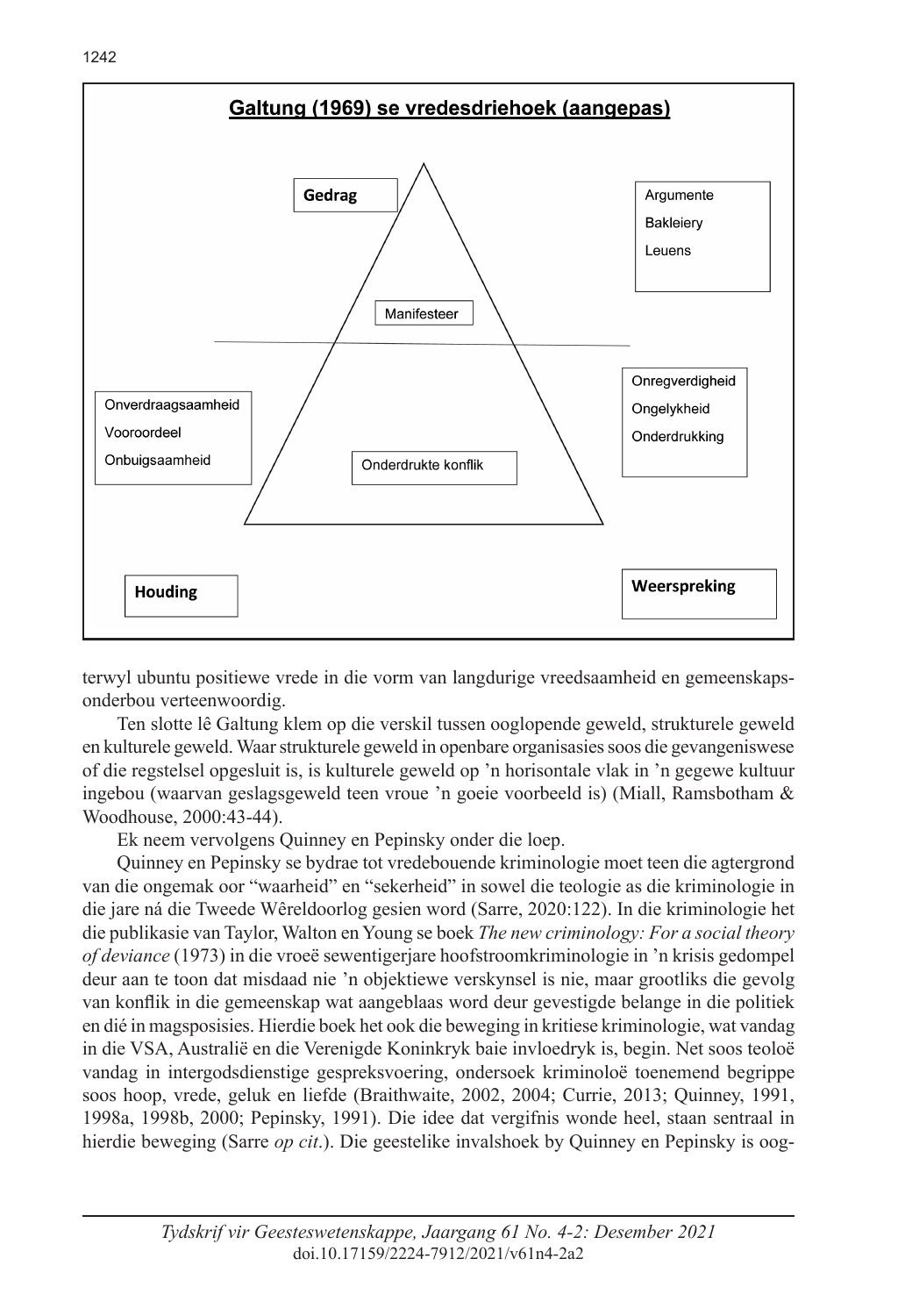**Galtung (1969) se vredesdriehoek (aangepas)**

**Gedrag**

Argumente
Bakleiery
Leuens

Manifesteer

Onverdraagsaamheid
Vooroordeel
Onbuigsaamheid

Onderdrukte konflik

Onregverdigheid
Ongelykheid
Onderdrukking

**Houding**

**Weerspreking**

terwyl ubuntu positiewe vrede in die vorm van langdurige vreedsaamheid en gemeenskapsonderbou verteenwoordig.

Ten slotte lê Galtung klem op die verskil tussen ooglopende geweld, strukturele geweld en kulturele geweld. Waar strukturele geweld in openbare organisasies soos die gevangeniswese of die regstelsel opgesluit is, is kulturele geweld op ’n horisontale vlak in ’n gegewe kultuur ingebou (waarvan geslagsgeweld teen vroue ’n goeie voorbeeld is) (Miall, Ramsbotham & Woodhouse, 2000:43-44).

Ek neem vervolgens Quinney en Pepinsky onder die loep.

Quinney en Pepinsky se bydrae tot vredebouende kriminologie moet teen die agtergrond van die ongemak oor "waarheid" en "sekerheid" in sowel die teologie as die kriminologie in die jare ná die Tweede Wêreldoorlog gesien word (Sarre, 2020:122). In die kriminologie het die publikasie van Taylor, Walton en Young se boek *The new criminology: For a social theory of deviance* (1973) in die vroeë sewentigerjare hoofstroomkriminologie in ’n krisis gedompel deur aan te toon dat misdaad nie ’n objektiewe verskynsel is nie, maar grootliks die gevolg van konflik in die gemeenskap wat aangeblaas word deur gevestigde belange in die politiek en dié in magsposisies. Hierdie boek het ook die beweging in kritiese kriminologie, wat vandag in die VSA, Australië en die Verenigde Koninkryk baie invloedryk is, begin. Net soos teoloë vandag in intergodsdienstige gespreksvoering, ondersoek kriminoloë toenemend begrippe soos hoop, vrede, geluk en liefde (Braithwaite, 2002, 2004; Currie, 2013; Quinney, 1991, 1998a, 1998b, 2000; Pepinsky, 1991). Die idee dat vergifnis wonde heel, staan sentraal in hierdie beweging (Sarre *op cit*.). Die geestelike invalshoek by Quinney en Pepinsky is oog-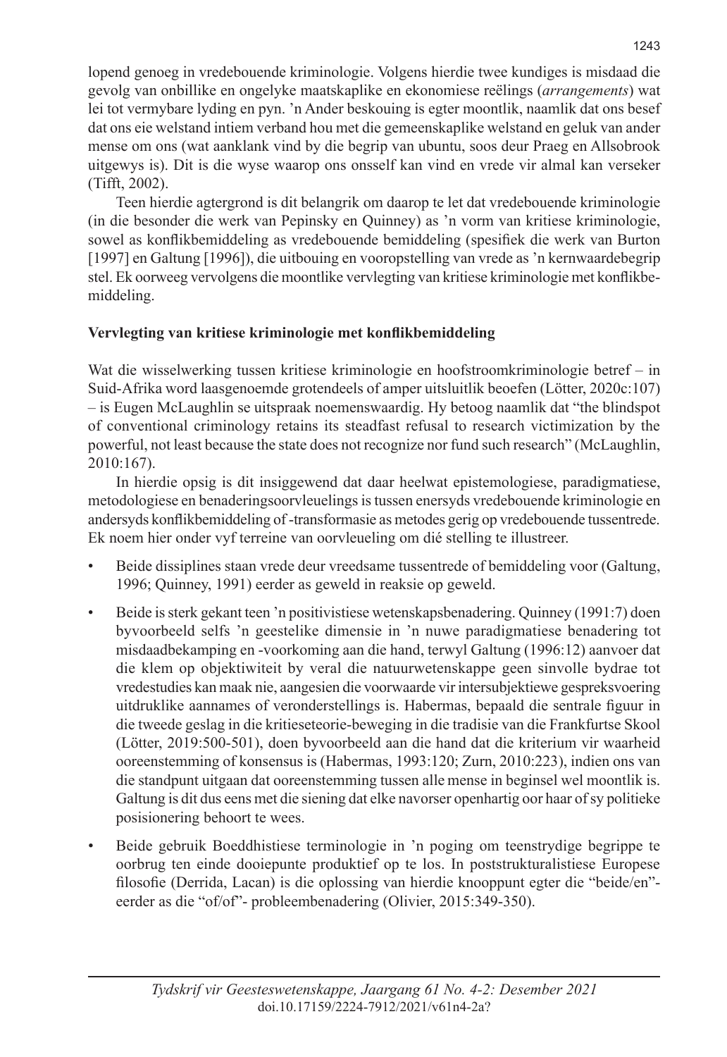lopend genoeg in vredebouende kriminologie. Volgens hierdie twee kundiges is misdaad die gevolg van onbillike en ongelyke maatskaplike en ekonomiese reëlings (*arrangements*) wat lei tot vermybare lyding en pyn. 'n Ander beskouing is egter moontlik, naamlik dat ons besef dat ons eie welstand intiem verband hou met die gemeenskaplike welstand en geluk van ander mense om ons (wat aanklank vind by die begrip van ubuntu, soos deur Praeg en Allsobrook uitgewys is). Dit is die wyse waarop ons onsself kan vind en vrede vir almal kan verseker (Tifft, 2002).

Teen hierdie agtergrond is dit belangrik om daarop te let dat vredebouende kriminologie (in die besonder die werk van Pepinsky en Quinney) as 'n vorm van kritiese kriminologie, sowel as konflikbemiddeling as vredebouende bemiddeling (spesifiek die werk van Burton [1997] en Galtung [1996]), die uitbouing en vooropstelling van vrede as 'n kernwaardebegrip stel. Ek oorweeg vervolgens die moontlike vervlegting van kritiese kriminologie met konflikbemiddeling.

**Vervlegting van kritiese kriminologie met konflikbemiddeling**

Wat die wisselwerking tussen kritiese kriminologie en hoofstroomkriminologie betref – in Suid-Afrika word laasgenoemde grotendeels of amper uitsluitlik beoefen (Lötter, 2020c:107) – is Eugen McLaughlin se uitspraak noemenswaardig. Hy betoog naamlik dat "the blindspot of conventional criminology retains its steadfast refusal to research victimization by the powerful, not least because the state does not recognize nor fund such research" (McLaughlin, 2010:167).

In hierdie opsig is dit insiggewend dat daar heelwat epistemologiese, paradigmatiese, metodologiese en benaderingsoorvleuelings is tussen enersyds vredebouende kriminologie en andersyds konflikbemiddeling of -transformasie as metodes gerig op vredebouende tussentrede. Ek noem hier onder vyf terreine van oorvleueling om dié stelling te illustreer.

- Beide dissiplines staan vrede deur vreedsame tussentrede of bemiddeling voor (Galtung, 1996; Quinney, 1991) eerder as geweld in reaksie op geweld.
- Beide is sterk gekant teen 'n positivistiese wetenskapsbenadering. Quinney (1991:7) doen byvoorbeeld selfs 'n geestelike dimensie in 'n nuwe paradigmatiese benadering tot misdaadbekamping en -voorkoming aan die hand, terwyl Galtung (1996:12) aanvoer dat die klem op objektiwiteit by veral die natuurwetenskappe geen sinvolle bydrae tot vredestudies kan maak nie, aangesien die voorwaarde vir intersubjektiewe gespreksvoering uitdruklike aannames of veronderstellings is. Habermas, bepaald die sentrale figuur in die tweede geslag in die kritieseteorie-beweging in die tradisie van die Frankfurtse Skool (Lötter, 2019:500-501), doen byvoorbeeld aan die hand dat die kriterium vir waarheid ooreenstemming of konsensus is (Habermas, 1993:120; Zurn, 2010:223), indien ons van die standpunt uitgaan dat ooreenstemming tussen alle mense in beginsel wel moontlik is. Galtung is dit dus eens met die siening dat elke navorser openhartig oor haar of sy politieke posisionering behoort te wees.
- Beide gebruik Boeddhistiese terminologie in 'n poging om teenstrydige begrippe te oorbrug ten einde dooiepunte produktief op te los. In poststrukturalistiese Europese filosofie (Derrida, Lacan) is die oplossing van hierdie knooppunt egter die "beide/en"- eerder as die "of/of"- probleembenadering (Olivier, 2015:349-350).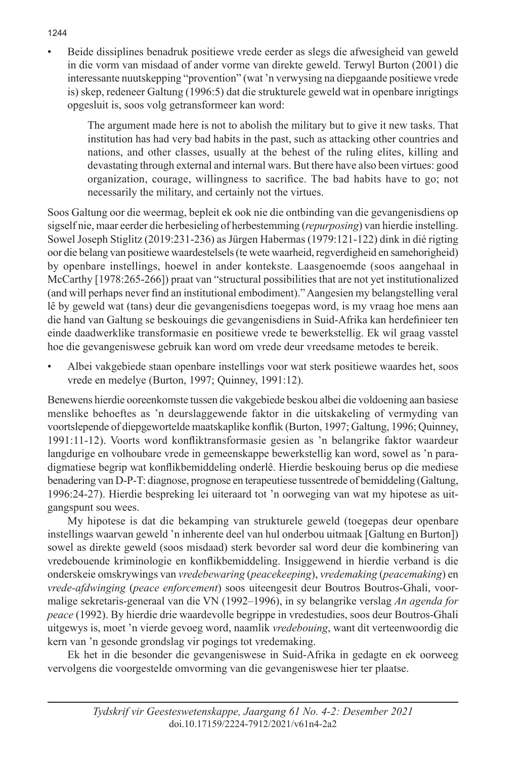- Beide dissiplines benadruk positiewe vrede eerder as slegs die afwesigheid van geweld in die vorm van misdaad of ander vorme van direkte geweld. Terwyl Burton (2001) die interessante nuutskepping "provention" (wat 'n verwysing na diepgaande positiewe vrede is) skep, redeneer Galtung (1996:5) dat die strukturele geweld wat in openbare inrigtings opgesluit is, soos volg getransformeer kan word:

> The argument made here is not to abolish the military but to give it new tasks. That institution has had very bad habits in the past, such as attacking other countries and nations, and other classes, usually at the behest of the ruling elites, killing and devastating through external and internal wars. But there have also been virtues: good organization, courage, willingness to sacrifice. The bad habits have to go; not necessarily the military, and certainly not the virtues.

Soos Galtung oor die weermag, bepleit ek ook nie die ontbinding van die gevangenisdiens op sigself nie, maar eerder die herbesieling of herbestemming (*repurposing*) van hierdie instelling. Sowel Joseph Stiglitz (2019:231-236) as Jürgen Habermas (1979:121-122) dink in dié rigting oor die belang van positiewe waardestelsels (te wete waarheid, regverdigheid en samehorigheid) by openbare instellings, hoewel in ander kontekste. Laasgenoemde (soos aangehaal in McCarthy [1978:265-266]) praat van "structural possibilities that are not yet institutionalized (and will perhaps never find an institutional embodiment)." Aangesien my belangstelling veral lê by geweld wat (tans) deur die gevangenisdiens toegepas word, is my vraag hoe mens aan die hand van Galtung se beskouings die gevangenisdiens in Suid-Afrika kan herdefinieer ten einde daadwerklike transformasie en positiewe vrede te bewerkstellig. Ek wil graag vasstel hoe die gevangeniswese gebruik kan word om vrede deur vreedsame metodes te bereik.

- Albei vakgebiede staan openbare instellings voor wat sterk positiewe waardes het, soos vrede en medelye (Burton, 1997; Quinney, 1991:12).

Benewens hierdie ooreenkomste tussen die vakgebiede beskou albei die voldoening aan basiese menslike behoeftes as 'n deurslaggewende faktor in die uitskakeling of vermyding van voortslepende of diepgewortelde maatskaplike konflik (Burton, 1997; Galtung, 1996; Quinney, 1991:11-12). Voorts word konfliktransformasie gesien as 'n belangrike faktor waardeur langdurige en volhoubare vrede in gemeenskappe bewerkstellig kan word, sowel as 'n paradigmatiese begrip wat konflikbemiddeling onderlê. Hierdie beskouing berus op die mediese benadering van D-P-T: diagnose, prognose en terapeutiese tussentrede of bemiddeling (Galtung, 1996:24-27). Hierdie bespreking lei uiteraard tot 'n oorweging van wat my hipotese as uitgangspunt sou wees.

My hipotese is dat die bekamping van strukturele geweld (toegepas deur openbare instellings waarvan geweld 'n inherente deel van hul onderbou uitmaak [Galtung en Burton]) sowel as direkte geweld (soos misdaad) sterk bevorder sal word deur die kombinering van vredebouende kriminologie en konflikbemiddeling. Insiggewend in hierdie verband is die onderskeie omskrywings van *vredebewaring* (*peacekeeping*), *vredemaking* (*peacemaking*) en *vrede-afdwinging* (*peace enforcement*) soos uiteengesit deur Boutros Boutros-Ghali, voormalige sekretaris-generaal van die VN (1992–1996), in sy belangrike verslag *An agenda for peace* (1992). By hierdie drie waardevolle begrippe in vredestudies, soos deur Boutros-Ghali uitgewys is, moet 'n vierde gevoeg word, naamlik *vredebouing*, want dit verteenwoordig die kern van 'n gesonde grondslag vir pogings tot vredemaking.

Ek het in die besonder die gevangeniswese in Suid-Afrika in gedagte en ek oorweeg vervolgens die voorgestelde omvorming van die gevangeniswese hier ter plaatse.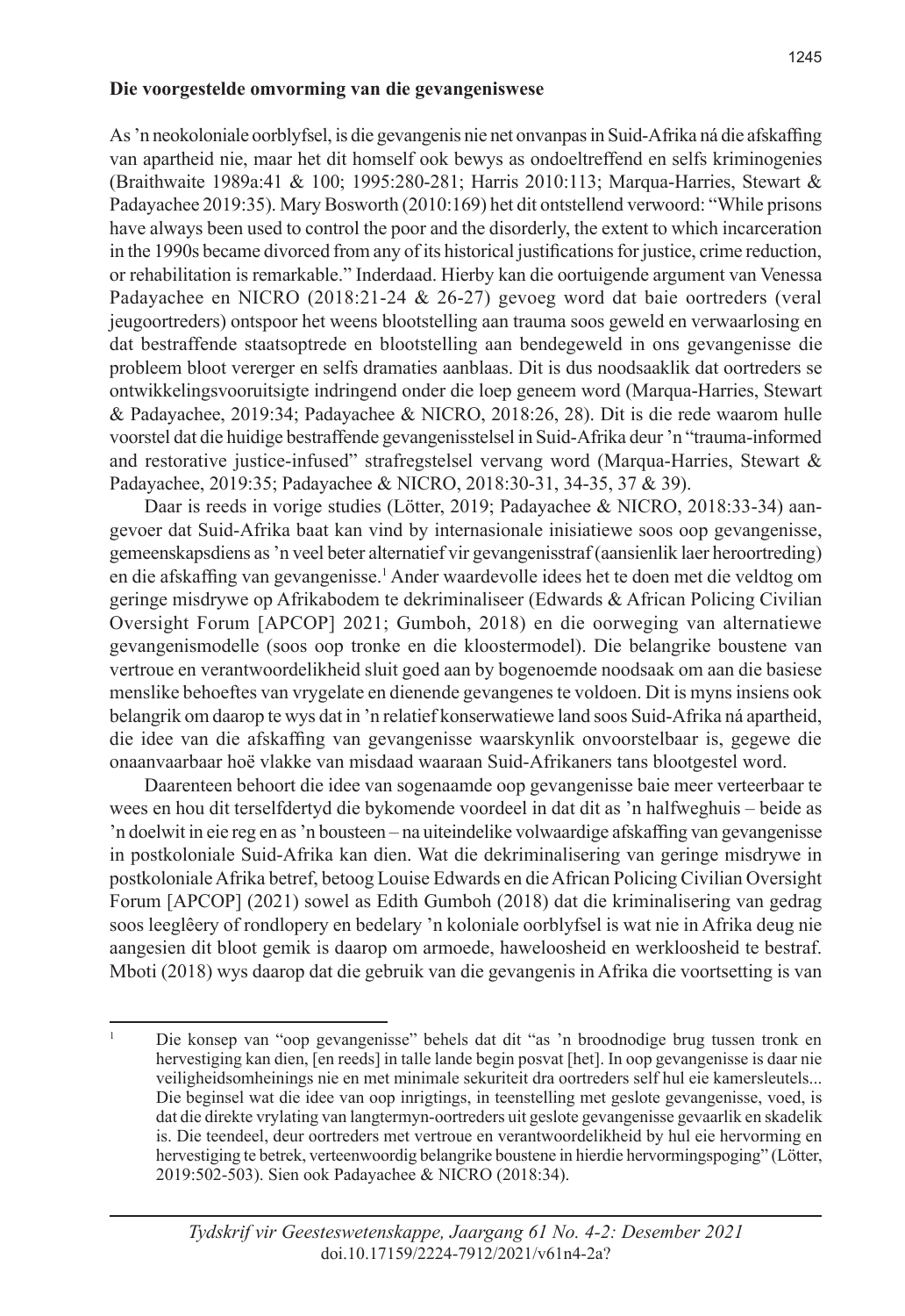**Die voorgestelde omvorming van die gevangeniswese**

As 'n neokoloniale oorblyfsel, is die gevangenis nie net onvanpas in Suid-Afrika ná die afskaffing van apartheid nie, maar het dit homself ook bewys as ondoeltreffend en selfs kriminogenies (Braithwaite 1989a:41 & 100; 1995:280-281; Harris 2010:113; Marqua-Harries, Stewart & Padayachee 2019:35). Mary Bosworth (2010:169) het dit ontstellend verwoord: "While prisons have always been used to control the poor and the disorderly, the extent to which incarceration in the 1990s became divorced from any of its historical justifications for justice, crime reduction, or rehabilitation is remarkable." Inderdaad. Hierby kan die oortuigende argument van Venessa Padayachee en NICRO (2018:21-24 & 26-27) gevoeg word dat baie oortreders (veral jeugoortreders) ontspoor het weens blootstelling aan trauma soos geweld en verwaarlosing en dat bestraffende staatsoptrede en blootstelling aan bendegeweld in ons gevangenisse die probleem bloot vererger en selfs dramaties aanblaas. Dit is dus noodsaaklik dat oortreders se ontwikkelingsvooruitsigte indringend onder die loep geneem word (Marqua-Harries, Stewart & Padayachee, 2019:34; Padayachee & NICRO, 2018:26, 28). Dit is die rede waarom hulle voorstel dat die huidige bestraffende gevangenisstelsel in Suid-Afrika deur 'n "trauma-informed and restorative justice-infused" strafregstelsel vervang word (Marqua-Harries, Stewart & Padayachee, 2019:35; Padayachee & NICRO, 2018:30-31, 34-35, 37 & 39).

Daar is reeds in vorige studies (Lötter, 2019; Padayachee & NICRO, 2018:33-34) aangevoer dat Suid-Afrika baat kan vind by internasionale inisiatiewe soos oop gevangenisse, gemeenskapsdiens as 'n veel beter alternatief vir gevangenisstraf (aansienlik laer heroortreding) en die afskaffing van gevangenisse.[1] Ander waardevolle idees het te doen met die veldtog om geringe misdrywe op Afrikabodem te dekriminaliseer (Edwards & African Policing Civilian Oversight Forum [APCOP] 2021; Gumboh, 2018) en die oorweging van alternatiewe gevangenismodelle (soos oop tronke en die kloostermodel). Die belangrike boustene van vertroue en verantwoordelikheid sluit goed aan by bogenoemde noodsaak om aan die basiese menslike behoeftes van vrygelate en dienende gevangenes te voldoen. Dit is myns insiens ook belangrik om daarop te wys dat in 'n relatief konserwatiewe land soos Suid-Afrika ná apartheid, die idee van die afskaffing van gevangenisse waarskynlik onvoorstelbaar is, gegewe die onaanvaarbaar hoë vlakke van misdaad waaraan Suid-Afrikaners tans blootgestel word.

Daarenteen behoort die idee van sogenaamde oop gevangenisse baie meer verteerbaar te wees en hou dit terselfdertyd die bykomende voordeel in dat dit as 'n halfweghuis – beide as 'n doelwit in eie reg en as 'n bousteen – na uiteindelike volwaardige afskaffing van gevangenisse in postkoloniale Suid-Afrika kan dien. Wat die dekriminalisering van geringe misdrywe in postkoloniale Afrika betref, betoog Louise Edwards en die African Policing Civilian Oversight Forum [APCOP] (2021) sowel as Edith Gumboh (2018) dat die kriminalisering van gedrag soos leeglêery of rondlopery en bedelary 'n koloniale oorblyfsel is wat nie in Afrika deug nie aangesien dit bloot gemik is daarop om armoede, haweloosheid en werkloosheid te bestraf. Mboti (2018) wys daarop dat die gebruik van die gevangenis in Afrika die voortsetting is van

[1] Die konsep van "oop gevangenisse" behels dat dit "as 'n broodnodige brug tussen tronk en hervestiging kan dien, [en reeds] in talle lande begin posvat [het]. In oop gevangenisse is daar nie veiligheidsomheinings nie en met minimale sekuriteit dra oortreders self hul eie kamersleutels... Die beginsel wat die idee van oop inrigtings, in teenstelling met geslote gevangenisse, voed, is dat die direkte vrylating van langtermyn-oortreders uit geslote gevangenisse gevaarlik en skadelik is. Die teendeel, deur oortreders met vertroue en verantwoordelikheid by hul eie hervorming en hervestiging te betrek, verteenwoordig belangrike boustene in hierdie hervormingspoging" (Lötter, 2019:502-503). Sien ook Padayachee & NICRO (2018:34).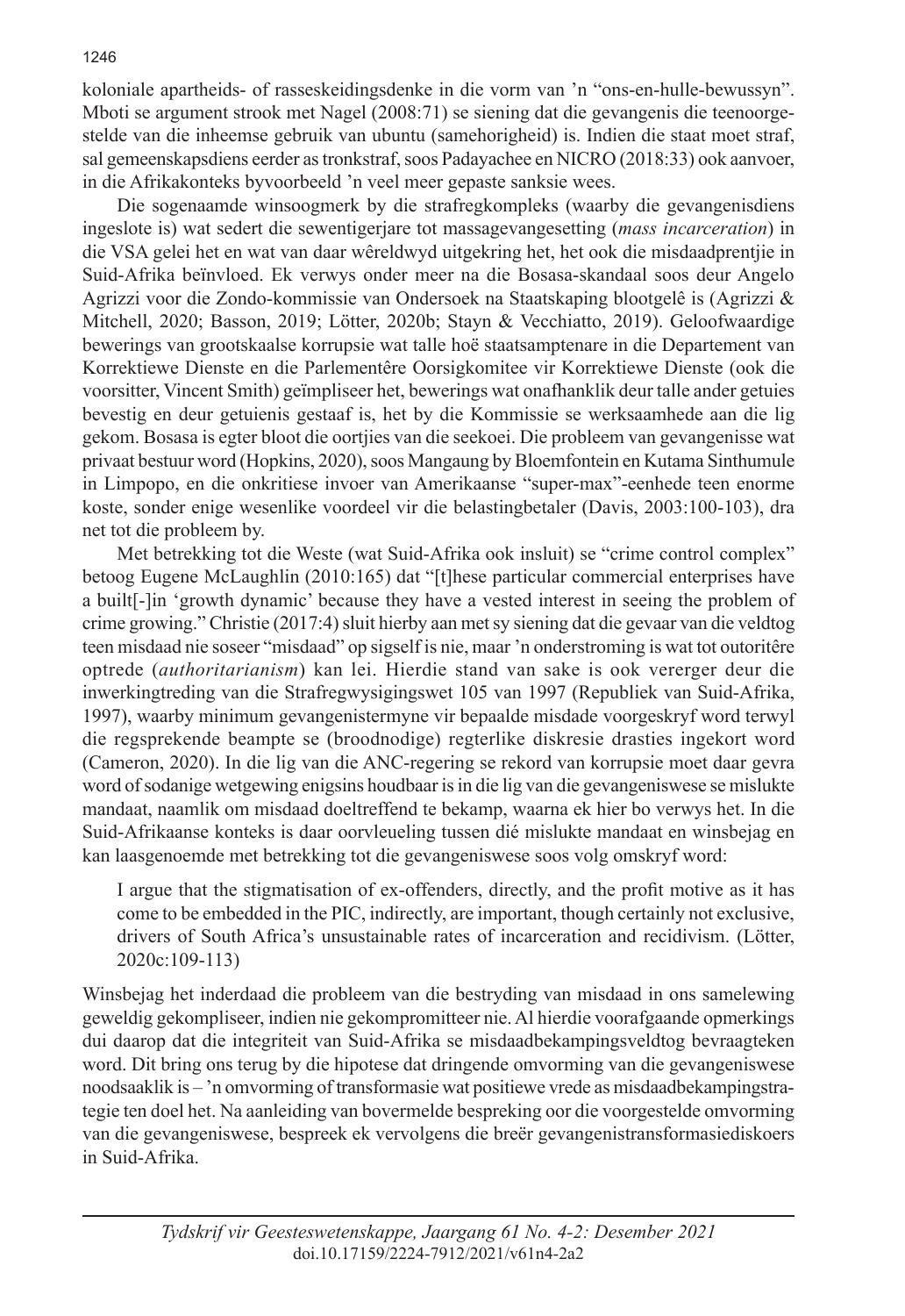koloniale apartheids- of rasseskeidingsdenke in die vorm van 'n "ons-en-hulle-bewussyn". Mboti se argument strook met Nagel (2008:71) se siening dat die gevangenis die teenoorgestelde van die inheemse gebruik van ubuntu (samehorigheid) is. Indien die staat moet straf, sal gemeenskapsdiens eerder as tronkstraf, soos Padayachee en NICRO (2018:33) ook aanvoer, in die Afrikakonteks byvoorbeeld 'n veel meer gepaste sanksie wees.

Die sogenaamde winsoogmerk by die strafregkompleks (waarby die gevangenisdiens ingeslote is) wat sedert die sewentigerjare tot massagevangesetting (*mass incarceration*) in die VSA gelei het en wat van daar wêreldwyd uitgekring het, het ook die misdaadprentjie in Suid-Afrika beïnvloed. Ek verwys onder meer na die Bosasa-skandaal soos deur Angelo Agrizzi voor die Zondo-kommissie van Ondersoek na Staatskaping blootgelê is (Agrizzi & Mitchell, 2020; Basson, 2019; Lötter, 2020b; Stayn & Vecchiatto, 2019). Geloofwaardige bewerings van grootskaalse korrupsie wat talle hoë staatsamptenare in die Departement van Korrektiewe Dienste en die Parlementêre Oorsigkomitee vir Korrektiewe Dienste (ook die voorsitter, Vincent Smith) geïmpliseer het, bewerings wat onafhanklik deur talle ander getuies bevestig en deur getuienis gestaaf is, het by die Kommissie se werksaamhede aan die lig gekom. Bosasa is egter bloot die oortjies van die seekoei. Die probleem van gevangenisse wat privaat bestuur word (Hopkins, 2020), soos Mangaung by Bloemfontein en Kutama Sinthumule in Limpopo, en die onkritiese invoer van Amerikaanse "super-max"-eenhede teen enorme koste, sonder enige wesenlike voordeel vir die belastingbetaler (Davis, 2003:100-103), dra net tot die probleem by.

Met betrekking tot die Weste (wat Suid-Afrika ook insluit) se "crime control complex" betoog Eugene McLaughlin (2010:165) dat "[t]hese particular commercial enterprises have a built[-]in 'growth dynamic' because they have a vested interest in seeing the problem of crime growing." Christie (2017:4) sluit hierby aan met sy siening dat die gevaar van die veldtog teen misdaad nie soseer "misdaad" op sigself is nie, maar 'n onderstroming is wat tot outoritêre optrede (*authoritarianism*) kan lei. Hierdie stand van sake is ook vererger deur die inwerkingtreding van die Strafregwysigingswet 105 van 1997 (Republiek van Suid-Afrika, 1997), waarby minimum gevangenistermyne vir bepaalde misdade voorgeskryf word terwyl die regsprekende beampte se (broodnodige) regterlike diskresie drasties ingekort word (Cameron, 2020). In die lig van die ANC-regering se rekord van korrupsie moet daar gevra word of sodanige wetgewing enigsins houdbaar is in die lig van die gevangeniswese se mislukte mandaat, naamlik om misdaad doeltreffend te bekamp, waarna ek hier bo verwys het. In die Suid-Afrikaanse konteks is daar oorvleueling tussen dié mislukte mandaat en winsbejag en kan laasgenoemde met betrekking tot die gevangeniswese soos volg omskryf word:

> I argue that the stigmatisation of ex-offenders, directly, and the profit motive as it has come to be embedded in the PIC, indirectly, are important, though certainly not exclusive, drivers of South Africa's unsustainable rates of incarceration and recidivism. (Lötter, 2020c:109-113)

Winsbejag het inderdaad die probleem van die bestryding van misdaad in ons samelewing geweldig gekompliseer, indien nie gekompromitteer nie. Al hierdie voorafgaande opmerkings dui daarop dat die integriteit van Suid-Afrika se misdaadbekampingsveldtog bevraagteken word. Dit bring ons terug by die hipotese dat dringende omvorming van die gevangeniswese noodsaaklik is – 'n omvorming of transformasie wat positiewe vrede as misdaadbekampingstrategie ten doel het. Na aanleiding van bovermelde bespreking oor die voorgestelde omvorming van die gevangeniswese, bespreek ek vervolgens die breër gevangenistransformasiediskoers in Suid-Afrika.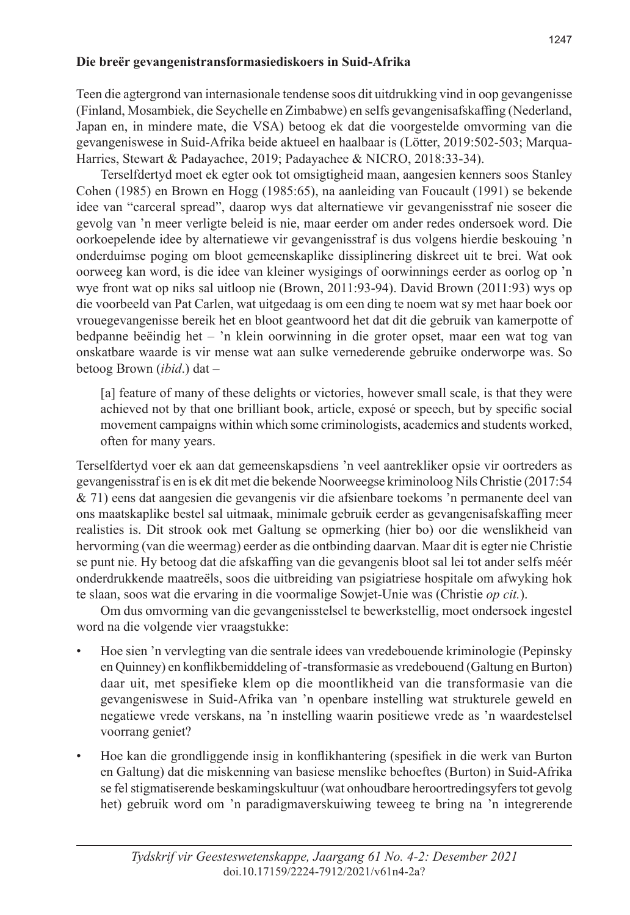**Die breër gevangenistransformasiediskoers in Suid-Afrika**

Teen die agtergrond van internasionale tendense soos dit uitdrukking vind in oop gevangenisse (Finland, Mosambiek, die Seychelle en Zimbabwe) en selfs gevangenisafskaffing (Nederland, Japan en, in mindere mate, die VSA) betoog ek dat die voorgestelde omvorming van die gevangeniswese in Suid-Afrika beide aktueel en haalbaar is (Lötter, 2019:502-503; Marqua-Harries, Stewart & Padayachee, 2019; Padayachee & NICRO, 2018:33-34).

Terselfdertyd moet ek egter ook tot omsigtigheid maan, aangesien kenners soos Stanley Cohen (1985) en Brown en Hogg (1985:65), na aanleiding van Foucault (1991) se bekende idee van "carceral spread", daarop wys dat alternatiewe vir gevangenisstraf nie soseer die gevolg van 'n meer verligte beleid is nie, maar eerder om ander redes ondersoek word. Die oorkoepelende idee by alternatiewe vir gevangenisstraf is dus volgens hierdie beskouing 'n onderduimse poging om bloot gemeenskaplike dissiplinering diskreet uit te brei. Wat ook oorweeg kan word, is die idee van kleiner wysigings of oorwinnings eerder as oorlog op 'n wye front wat op niks sal uitloop nie (Brown, 2011:93-94). David Brown (2011:93) wys op die voorbeeld van Pat Carlen, wat uitgedaag is om een ding te noem wat sy met haar boek oor vrouegevangenisse bereik het en bloot geantwoord het dat dit die gebruik van kamerpotte of bedpanne beëindig het – 'n klein oorwinning in die groter opset, maar een wat tog van onskatbare waarde is vir mense wat aan sulke vernederende gebruike onderworpe was. So betoog Brown (*ibid*.) dat –

> [a] feature of many of these delights or victories, however small scale, is that they were achieved not by that one brilliant book, article, exposé or speech, but by specific social movement campaigns within which some criminologists, academics and students worked, often for many years.

Terselfdertyd voer ek aan dat gemeenskapsdiens 'n veel aantrekliker opsie vir oortreders as gevangenisstraf is en is ek dit met die bekende Noorweegse kriminoloog Nils Christie (2017:54 & 71) eens dat aangesien die gevangenis vir die afsienbare toekoms 'n permanente deel van ons maatskaplike bestel sal uitmaak, minimale gebruik eerder as gevangenisafskaffing meer realisties is. Dit strook ook met Galtung se opmerking (hier bo) oor die wenslikheid van hervorming (van die weermag) eerder as die ontbinding daarvan. Maar dit is egter nie Christie se punt nie. Hy betoog dat die afskaffing van die gevangenis bloot sal lei tot ander selfs méér onderdrukkende maatreëls, soos die uitbreiding van psigiatriese hospitale om afwyking hok te slaan, soos wat die ervaring in die voormalige Sowjet-Unie was (Christie *op cit.*).

Om dus omvorming van die gevangenisstelsel te bewerkstellig, moet ondersoek ingestel word na die volgende vier vraagstukke:

- Hoe sien 'n vervlegting van die sentrale idees van vredebouende kriminologie (Pepinsky en Quinney) en konflikbemiddeling of -transformasie as vredebouend (Galtung en Burton) daar uit, met spesifieke klem op die moontlikheid van die transformasie van die gevangeniswese in Suid-Afrika van 'n openbare instelling wat strukturele geweld en negatiewe vrede verskans, na 'n instelling waarin positiewe vrede as 'n waardestelsel voorrang geniet?
- Hoe kan die grondliggende insig in konflikhantering (spesifiek in die werk van Burton en Galtung) dat die miskenning van basiese menslike behoeftes (Burton) in Suid-Afrika se fel stigmatiserende beskamingskultuur (wat onhoudbare heroortredingsyfers tot gevolg het) gebruik word om 'n paradigmaverskuiwing teweeg te bring na 'n integrerende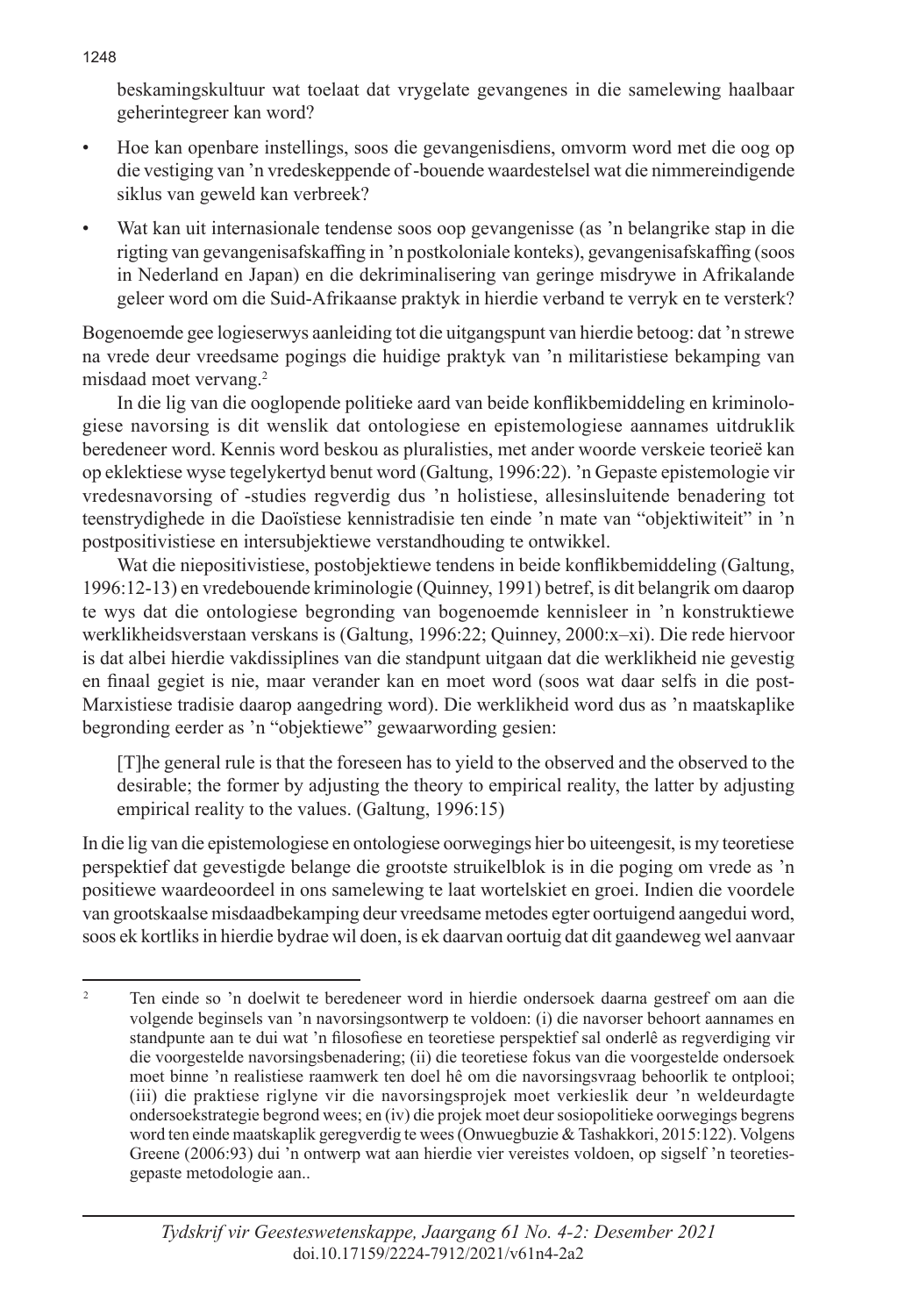beskamingskultuur wat toelaat dat vrygelate gevangenes in die samelewing haalbaar geherintegreer kan word?

- Hoe kan openbare instellings, soos die gevangenisdiens, omvorm word met die oog op die vestiging van 'n vredeskeppende of -bouende waardestelsel wat die nimmereindigende siklus van geweld kan verbreek?
- Wat kan uit internasionale tendense soos oop gevangenisse (as 'n belangrike stap in die rigting van gevangenisafskaffing in 'n postkoloniale konteks), gevangenisafskaffing (soos in Nederland en Japan) en die dekriminalisering van geringe misdrywe in Afrikalande geleer word om die Suid-Afrikaanse praktyk in hierdie verband te verryk en te versterk?

Bogenoemde gee logieserwys aanleiding tot die uitgangspunt van hierdie betoog: dat 'n strewe na vrede deur vreedsame pogings die huidige praktyk van 'n militaristiese bekamping van misdaad moet vervang.[2]

In die lig van die ooglopende politieke aard van beide konflikbemiddeling en kriminologiese navorsing is dit wenslik dat ontologiese en epistemologiese aannames uitdruklik beredeneer word. Kennis word beskou as pluralisties, met ander woorde verskeie teorieë kan op eklektiese wyse tegelykertyd benut word (Galtung, 1996:22). 'n Gepaste epistemologie vir vredesnavorsing of -studies regverdig dus 'n holistiese, allesinsluitende benadering tot teenstrydighede in die Daoïstiese kennistradisie ten einde 'n mate van "objektiwiteit" in 'n postpositivistiese en intersubjektiewe verstandhouding te ontwikkel.

Wat die niepositivistiese, postobjektiewe tendens in beide konflikbemiddeling (Galtung, 1996:12-13) en vredebouende kriminologie (Quinney, 1991) betref, is dit belangrik om daarop te wys dat die ontologiese begronding van bogenoemde kennisleer in 'n konstruktiewe werklikheidsverstaan verskans is (Galtung, 1996:22; Quinney, 2000:x–xi). Die rede hiervoor is dat albei hierdie vakdissiplines van die standpunt uitgaan dat die werklikheid nie gevestig en finaal gegiet is nie, maar verander kan en moet word (soos wat daar selfs in die post-Marxistiese tradisie daarop aangedring word). Die werklikheid word dus as 'n maatskaplike begronding eerder as 'n "objektiewe" gewaarwording gesien:

> [T]he general rule is that the foreseen has to yield to the observed and the observed to the desirable; the former by adjusting the theory to empirical reality, the latter by adjusting empirical reality to the values. (Galtung, 1996:15)

In die lig van die epistemologiese en ontologiese oorwegings hier bo uiteengesit, is my teoretiese perspektief dat gevestigde belange die grootste struikelblok is in die poging om vrede as 'n positiewe waardeoordeel in ons samelewing te laat wortelskiet en groei. Indien die voordele van grootskaalse misdaadbekamping deur vreedsame metodes egter oortuigend aangedui word, soos ek kortliks in hierdie bydrae wil doen, is ek daarvan oortuig dat dit gaandeweg wel aanvaar

---

[2] Ten einde so 'n doelwit te beredeneer word in hierdie ondersoek daarna gestreef om aan die volgende beginsels van 'n navorsingsontwerp te voldoen: (i) die navorser behoort aannames en standpunte aan te dui wat 'n filosofiese en teoretiese perspektief sal onderlê as regverdiging vir die voorgestelde navorsingsbenadering; (ii) die teoretiese fokus van die voorgestelde ondersoek moet binne 'n realistiese raamwerk ten doel hê om die navorsingsvraag behoorlik te ontplooi; (iii) die praktiese riglyne vir die navorsingsprojek moet verkieslik deur 'n weldeurdagte ondersoekstrategie begrond wees; en (iv) die projek moet deur sosiopolitieke oorwegings begrens word ten einde maatskaplik geregverdig te wees (Onwuegbuzie & Tashakkori, 2015:122). Volgens Greene (2006:93) dui 'n ontwerp wat aan hierdie vier vereistes voldoen, op sigself 'n teoreties-gepaste metodologie aan..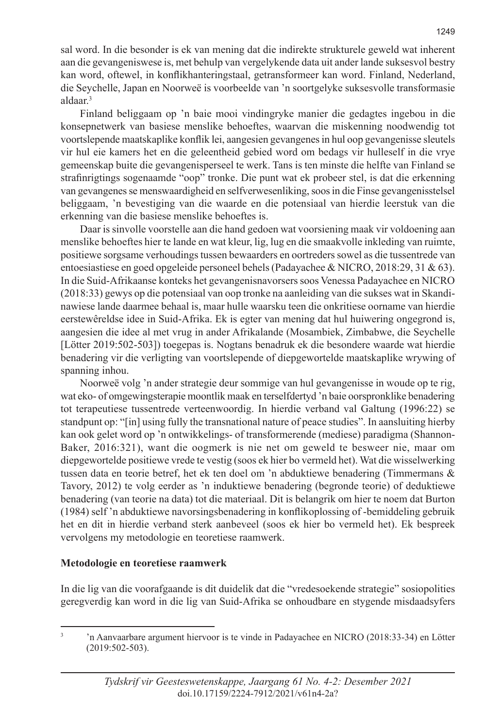sal word. In die besonder is ek van mening dat die indirekte strukturele geweld wat inherent aan die gevangeniswese is, met behulp van vergelykende data uit ander lande suksesvol bestry kan word, oftewel, in konflikhanteringstaal, getransformeer kan word. Finland, Nederland, die Seychelle, Japan en Noorweë is voorbeelde van 'n soortgelyke suksesvolle transformasie aldaar.[3]

Finland beliggaam op 'n baie mooi vindingryke manier die gedagtes ingebou in die konsepnetwerk van basiese menslike behoeftes, waarvan die miskenning noodwendig tot voortslepende maatskaplike konflik lei, aangesien gevangenes in hul oop gevangenisse sleutels vir hul eie kamers het en die geleentheid gebied word om bedags vir hulleself in die vrye gemeenskap buite die gevangenisperseel te werk. Tans is ten minste die helfte van Finland se strafinrigtings sogenaamde "oop" tronke. Die punt wat ek probeer stel, is dat die erkenning van gevangenes se menswaardigheid en selfverwesenliking, soos in die Finse gevangenisstelsel beliggaam, 'n bevestiging van die waarde en die potensiaal van hierdie leerstuk van die erkenning van die basiese menslike behoeftes is.

Daar is sinvolle voorstelle aan die hand gedoen wat voorsiening maak vir voldoening aan menslike behoeftes hier te lande en wat kleur, lig, lug en die smaakvolle inkleding van ruimte, positiewe sorgsame verhoudings tussen bewaarders en oortreders sowel as die tussentrede van entoesiastiese en goed opgeleide personeel behels (Padayachee & NICRO, 2018:29, 31 & 63). In die Suid-Afrikaanse konteks het gevangenisnavorsers soos Venessa Padayachee en NICRO (2018:33) gewys op die potensiaal van oop tronke na aanleiding van die sukses wat in Skandinawiese lande daarmee behaal is, maar hulle waarsku teen die onkritiese oorname van hierdie eerstewêreldse idee in Suid-Afrika. Ek is egter van mening dat hul huiwering ongegrond is, aangesien die idee al met vrug in ander Afrikalande (Mosambiek, Zimbabwe, die Seychelle [Lötter 2019:502-503]) toegepas is. Nogtans benadruk ek die besondere waarde wat hierdie benadering vir die verligting van voortslepende of diepgewortelde maatskaplike wrywing of spanning inhou.

Noorweë volg 'n ander strategie deur sommige van hul gevangenisse in woude op te rig, wat eko- of omgewingsterapie moontlik maak en terselfdertyd 'n baie oorspronklike benadering tot terapeutiese tussentrede verteenwoordig. In hierdie verband val Galtung (1996:22) se standpunt op: "[in] using fully the transnational nature of peace studies". In aansluiting hierby kan ook gelet word op 'n ontwikkelings- of transformerende (mediese) paradigma (Shannon-Baker, 2016:321), want die oogmerk is nie net om geweld te besweer nie, maar om diepgewortelde positiewe vrede te vestig (soos ek hier bo vermeld het). Wat die wisselwerking tussen data en teorie betref, het ek ten doel om 'n abduktiewe benadering (Timmermans & Tavory, 2012) te volg eerder as 'n induktiewe benadering (begronde teorie) of deduktiewe benadering (van teorie na data) tot die materiaal. Dit is belangrik om hier te noem dat Burton (1984) self 'n abduktiewe navorsingsbenadering in konflikoplossing of -bemiddeling gebruik het en dit in hierdie verband sterk aanbeveel (soos ek hier bo vermeld het). Ek bespreek vervolgens my metodologie en teoretiese raamwerk.

**Metodologie en teoretiese raamwerk**

In die lig van die voorafgaande is dit duidelik dat die "vredesoekende strategie" sosiopolities geregverdig kan word in die lig van Suid-Afrika se onhoudbare en stygende misdaadsyfers

---

[3] 'n Aanvaarbare argument hiervoor is te vinde in Padayachee en NICRO (2018:33-34) en Lötter (2019:502-503).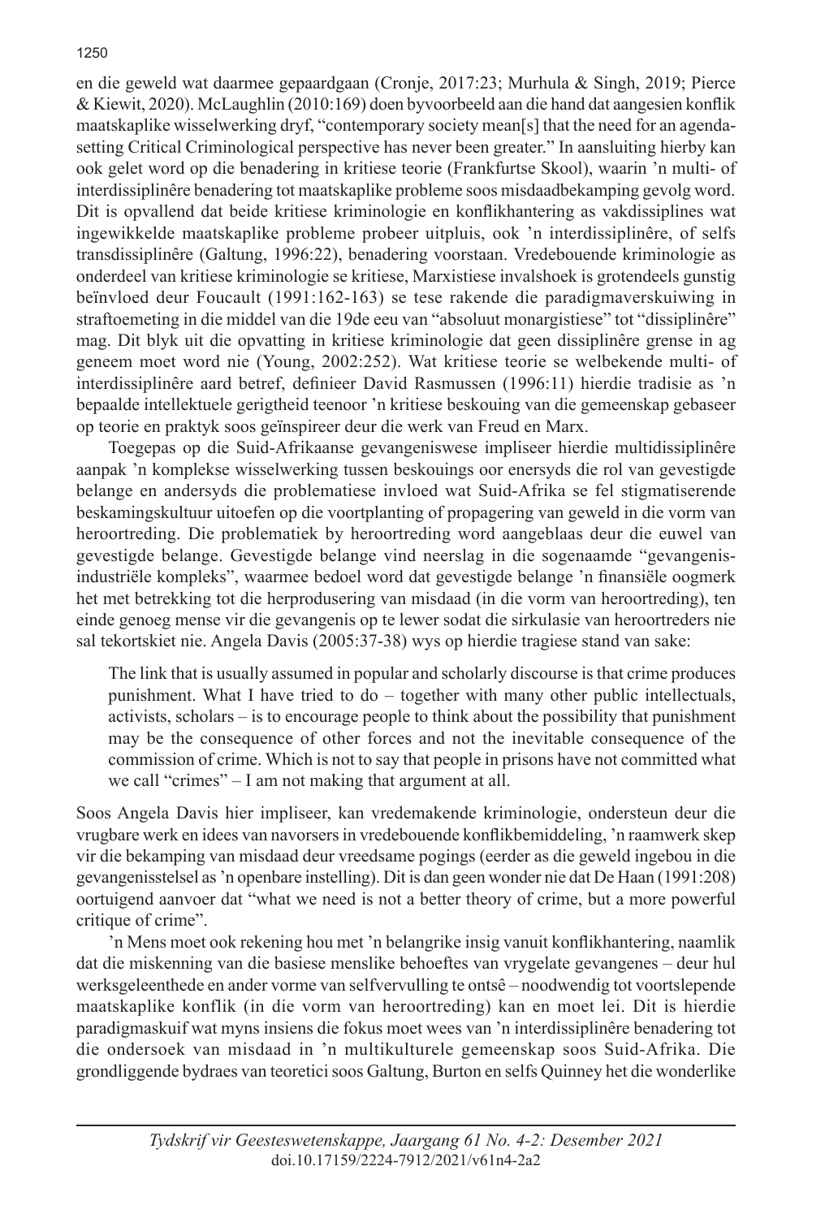en die geweld wat daarmee gepaardgaan (Cronje, 2017:23; Murhula & Singh, 2019; Pierce & Kiewit, 2020). McLaughlin (2010:169) doen byvoorbeeld aan die hand dat aangesien konflik maatskaplike wisselwerking dryf, "contemporary society mean[s] that the need for an agenda-setting Critical Criminological perspective has never been greater." In aansluiting hierby kan ook gelet word op die benadering in kritiese teorie (Frankfurtse Skool), waarin 'n multi- of interdissiplinêre benadering tot maatskaplike probleme soos misdaadbekamping gevolg word. Dit is opvallend dat beide kritiese kriminologie en konflikhantering as vakdissiplines wat ingewikkelde maatskaplike probleme probeer uitpluis, ook 'n interdissiplinêre, of selfs transdissiplinêre (Galtung, 1996:22), benadering voorstaan. Vredebouende kriminologie as onderdeel van kritiese kriminologie se kritiese, Marxistiese invalshoek is grotendeels gunstig beïnvloed deur Foucault (1991:162-163) se tese rakende die paradigmaverskuiwing in straftoemeting in die middel van die 19de eeu van "absoluut monargistiese" tot "dissiplinêre" mag. Dit blyk uit die opvatting in kritiese kriminologie dat geen dissiplinêre grense in ag geneem moet word nie (Young, 2002:252). Wat kritiese teorie se welbekende multi- of interdissiplinêre aard betref, definieer David Rasmussen (1996:11) hierdie tradisie as 'n bepaalde intellektuele gerigtheid teenoor 'n kritiese beskouing van die gemeenskap gebaseer op teorie en praktyk soos geïnspireer deur die werk van Freud en Marx.

Toegepas op die Suid-Afrikaanse gevangeniswese impliseer hierdie multidissiplinêre aanpak 'n komplekse wisselwerking tussen beskouings oor enersyds die rol van gevestigde belange en andersyds die problematiese invloed wat Suid-Afrika se fel stigmatiserende beskamingskultuur uitoefen op die voortplanting of propagering van geweld in die vorm van heroortreding. Die problematiek by heroortreding word aangeblaas deur die euwel van gevestigde belange. Gevestigde belange vind neerslag in die sogenaamde "gevangenis-industriële kompleks", waarmee bedoel word dat gevestigde belange 'n finansiële oogmerk het met betrekking tot die herprodusering van misdaad (in die vorm van heroortreding), ten einde genoeg mense vir die gevangenis op te lewer sodat die sirkulasie van heroortreders nie sal tekortskiet nie. Angela Davis (2005:37-38) wys op hierdie tragiese stand van sake:

> The link that is usually assumed in popular and scholarly discourse is that crime produces punishment. What I have tried to do – together with many other public intellectuals, activists, scholars – is to encourage people to think about the possibility that punishment may be the consequence of other forces and not the inevitable consequence of the commission of crime. Which is not to say that people in prisons have not committed what we call "crimes" – I am not making that argument at all.

Soos Angela Davis hier impliseer, kan vredemakende kriminologie, ondersteun deur die vrugbare werk en idees van navorsers in vredebouende konflikbemiddeling, 'n raamwerk skep vir die bekamping van misdaad deur vreedsame pogings (eerder as die geweld ingebou in die gevangenisstelsel as 'n openbare instelling). Dit is dan geen wonder nie dat De Haan (1991:208) oortuigend aanvoer dat "what we need is not a better theory of crime, but a more powerful critique of crime".

'n Mens moet ook rekening hou met 'n belangrike insig vanuit konflikhantering, naamlik dat die miskenning van die basiese menslike behoeftes van vrygelate gevangenes – deur hul werksgeleenthede en ander vorme van selfvervulling te ontsê – noodwendig tot voortslepende maatskaplike konflik (in die vorm van heroortreding) kan en moet lei. Dit is hierdie paradigmaskuif wat myns insiens die fokus moet wees van 'n interdissiplinêre benadering tot die ondersoek van misdaad in 'n multikulturele gemeenskap soos Suid-Afrika. Die grondliggende bydraes van teoretici soos Galtung, Burton en selfs Quinney het die wonderlike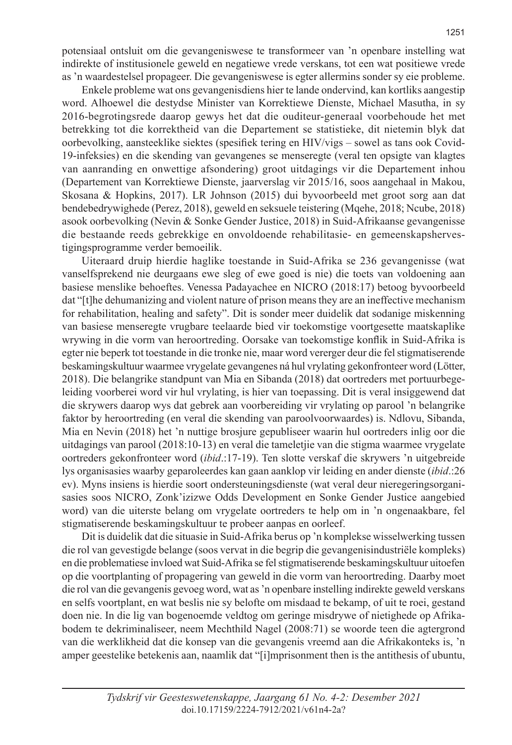potensiaal ontsluit om die gevangeniswese te transformeer van 'n openbare instelling wat indirekte of institusionele geweld en negatiewe vrede verskans, tot een wat positiewe vrede as 'n waardestelsel propageer. Die gevangeniswese is egter allermins sonder sy eie probleme.

Enkele probleme wat ons gevangenisdiens hier te lande ondervind, kan kortliks aangestip word. Alhoewel die destydse Minister van Korrektiewe Dienste, Michael Masutha, in sy 2016-begrotingsrede daarop gewys het dat die ouditeur-generaal voorbehoude het met betrekking tot die korrektheid van die Departement se statistieke, dit nietemin blyk dat oorbevolking, aansteeklike siektes (spesifiek tering en HIV/vigs – sowel as tans ook Covid-19-infeksies) en die skending van gevangenes se menseregte (veral ten opsigte van klagtes van aanranding en onwettige afsondering) groot uitdagings vir die Departement inhou (Departement van Korrektiewe Dienste, jaarverslag vir 2015/16, soos aangehaal in Makou, Skosana & Hopkins, 2017). LR Johnson (2015) dui byvoorbeeld met groot sorg aan dat bendebedrywighede (Perez, 2018), geweld en seksuele teistering (Mqehe, 2018; Ncube, 2018) asook oorbevolking (Nevin & Sonke Gender Justice, 2018) in Suid-Afrikaanse gevangenisse die bestaande reeds gebrekkige en onvoldoende rehabilitasie- en gemeenskapshervestigingsprogramme verder bemoeilik.

Uiteraard druip hierdie haglike toestande in Suid-Afrika se 236 gevangenisse (wat vanselfsprekend nie deurgaans ewe sleg of ewe goed is nie) die toets van voldoening aan basiese menslike behoeftes. Venessa Padayachee en NICRO (2018:17) betoog byvoorbeeld dat "[t]he dehumanizing and violent nature of prison means they are an ineffective mechanism for rehabilitation, healing and safety". Dit is sonder meer duidelik dat sodanige miskenning van basiese menseregte vrugbare teelaarde bied vir toekomstige voortgesette maatskaplike wrywing in die vorm van heroortreding. Oorsake van toekomstige konflik in Suid-Afrika is egter nie beperk tot toestande in die tronke nie, maar word vererger deur die fel stigmatiserende beskamingskultuur waarmee vrygelate gevangenes ná hul vrylating gekonfronteer word (Lötter, 2018). Die belangrike standpunt van Mia en Sibanda (2018) dat oortreders met portuurbegeleiding voorberei word vir hul vrylating, is hier van toepassing. Dit is veral insiggewend dat die skrywers daarop wys dat gebrek aan voorbereiding vir vrylating op parool 'n belangrike faktor by heroortreding (en veral die skending van paroolvoorwaardes) is. Ndlovu, Sibanda, Mia en Nevin (2018) het 'n nuttige brosjure gepubliseer waarin hul oortreders inlig oor die uitdagings van parool (2018:10-13) en veral die tameletjie van die stigma waarmee vrygelate oortreders gekonfronteer word (*ibid*.:17-19). Ten slotte verskaf die skrywers 'n uitgebreide lys organisasies waarby geparoleerdes kan gaan aanklop vir leiding en ander dienste (*ibid*.:26 ev). Myns insiens is hierdie soort ondersteuningsdienste (wat veral deur nieregeringsorganisasies soos NICRO, Zonk'izizwe Odds Development en Sonke Gender Justice aangebied word) van die uiterste belang om vrygelate oortreders te help om in 'n ongenaakbare, fel stigmatiserende beskamingskultuur te probeer aanpas en oorleef.

Dit is duidelik dat die situasie in Suid-Afrika berus op 'n komplekse wisselwerking tussen die rol van gevestigde belange (soos vervat in die begrip die gevangenisindustriële kompleks) en die problematiese invloed wat Suid-Afrika se fel stigmatiserende beskamingskultuur uitoefen op die voortplanting of propagering van geweld in die vorm van heroortreding. Daarby moet die rol van die gevangenis gevoeg word, wat as 'n openbare instelling indirekte geweld verskans en selfs voortplant, en wat beslis nie sy belofte om misdaad te bekamp, of uit te roei, gestand doen nie. In die lig van bogenoemde veldtog om geringe misdrywe of nietighede op Afrikabodem te dekriminaliseer, neem Mechthild Nagel (2008:71) se woorde teen die agtergrond van die werklikheid dat die konsep van die gevangenis vreemd aan die Afrikakonteks is, 'n amper geestelike betekenis aan, naamlik dat "[i]mprisonment then is the antithesis of ubuntu,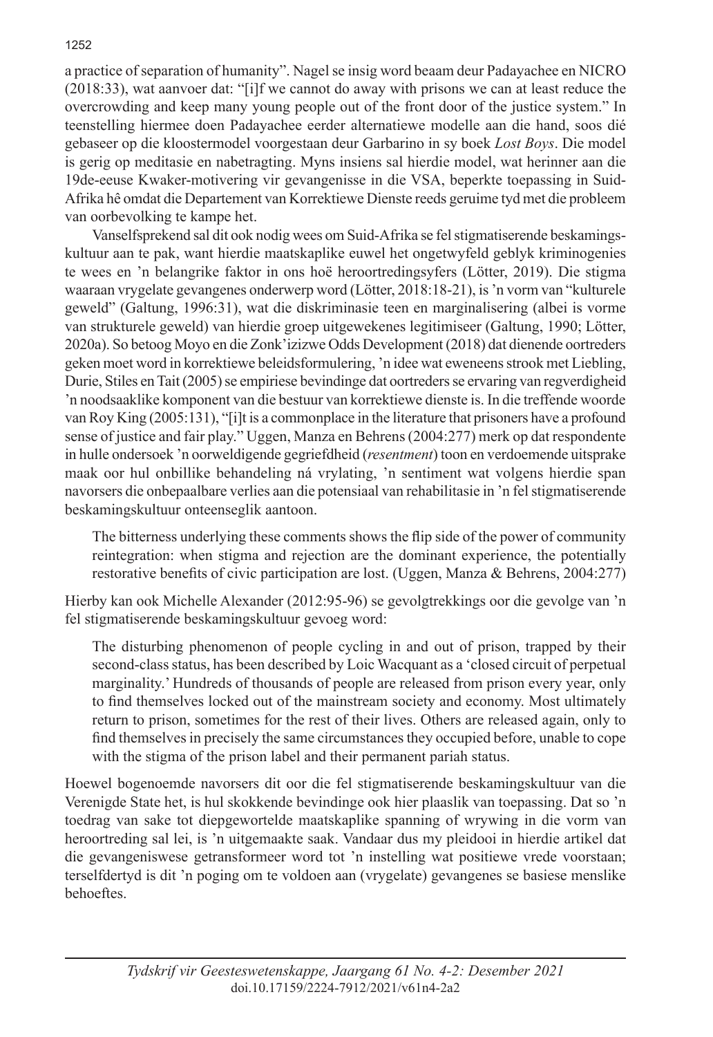a practice of separation of humanity". Nagel se insig word beaam deur Padayachee en NICRO (2018:33), wat aanvoer dat: "[i]f we cannot do away with prisons we can at least reduce the overcrowding and keep many young people out of the front door of the justice system." In teenstelling hiermee doen Padayachee eerder alternatiewe modelle aan die hand, soos dié gebaseer op die kloostermodel voorgestaan deur Garbarino in sy boek *Lost Boys*. Die model is gerig op meditasie en nabetragting. Myns insiens sal hierdie model, wat herinner aan die 19de-eeuse Kwaker-motivering vir gevangenisse in die VSA, beperkte toepassing in Suid-Afrika hê omdat die Departement van Korrektiewe Dienste reeds geruime tyd met die probleem van oorbevolking te kampe het.

Vanselfsprekend sal dit ook nodig wees om Suid-Afrika se fel stigmatiserende beskamingskultuur aan te pak, want hierdie maatskaplike euwel het ongetwyfeld geblyk kriminogenies te wees en 'n belangrike faktor in ons hoë heroortredingsyfers (Lötter, 2019). Die stigma waaraan vrygelate gevangenes onderwerp word (Lötter, 2018:18-21), is 'n vorm van "kulturele geweld" (Galtung, 1996:31), wat die diskriminasie teen en marginalisering (albei is vorme van strukturele geweld) van hierdie groep uitgewekenes legitimiseer (Galtung, 1990; Lötter, 2020a). So betoog Moyo en die Zonk'izizwe Odds Development (2018) dat dienende oortreders geken moet word in korrektiewe beleidsformulering, 'n idee wat eweneens strook met Liebling, Durie, Stiles en Tait (2005) se empiriese bevindinge dat oortreders se ervaring van regverdigheid 'n noodsaaklike komponent van die bestuur van korrektiewe dienste is. In die treffende woorde van Roy King (2005:131), "[i]t is a commonplace in the literature that prisoners have a profound sense of justice and fair play." Uggen, Manza en Behrens (2004:277) merk op dat respondente in hulle ondersoek 'n oorweldigende gegriefdheid (*resentment*) toon en verdoemende uitsprake maak oor hul onbillike behandeling ná vrylating, 'n sentiment wat volgens hierdie span navorsers die onbepaalbare verlies aan die potensiaal van rehabilitasie in 'n fel stigmatiserende beskamingskultuur onteenseglik aantoon.

> The bitterness underlying these comments shows the flip side of the power of community reintegration: when stigma and rejection are the dominant experience, the potentially restorative benefits of civic participation are lost. (Uggen, Manza & Behrens, 2004:277)

Hierby kan ook Michelle Alexander (2012:95-96) se gevolgtrekkings oor die gevolge van 'n fel stigmatiserende beskamingskultuur gevoeg word:

> The disturbing phenomenon of people cycling in and out of prison, trapped by their second-class status, has been described by Loic Wacquant as a 'closed circuit of perpetual marginality.' Hundreds of thousands of people are released from prison every year, only to find themselves locked out of the mainstream society and economy. Most ultimately return to prison, sometimes for the rest of their lives. Others are released again, only to find themselves in precisely the same circumstances they occupied before, unable to cope with the stigma of the prison label and their permanent pariah status.

Hoewel bogenoemde navorsers dit oor die fel stigmatiserende beskamingskultuur van die Verenigde State het, is hul skokkende bevindinge ook hier plaaslik van toepassing. Dat so 'n toedrag van sake tot diepgewortelde maatskaplike spanning of wrywing in die vorm van heroortreding sal lei, is 'n uitgemaakte saak. Vandaar dus my pleidooi in hierdie artikel dat die gevangeniswese getransformeer word tot 'n instelling wat positiewe vrede voorstaan; terselfdertyd is dit 'n poging om te voldoen aan (vrygelate) gevangenes se basiese menslike behoeftes.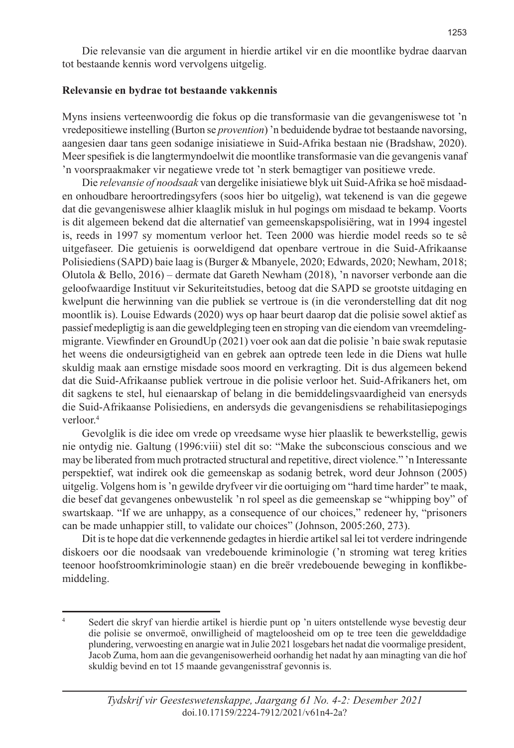Die relevansie van die argument in hierdie artikel vir en die moontlike bydrae daarvan tot bestaande kennis word vervolgens uitgelig.

**Relevansie en bydrae tot bestaande vakkennis**

Myns insiens verteenwoordig die fokus op die transformasie van die gevangeniswese tot 'n vredepositiewe instelling (Burton se *provention*) 'n beduidende bydrae tot bestaande navorsing, aangesien daar tans geen sodanige inisiatiewe in Suid-Afrika bestaan nie (Bradshaw, 2020). Meer spesifiek is die langtermyndoelwit die moontlike transformasie van die gevangenis vanaf 'n voorspraakmaker vir negatiewe vrede tot 'n sterk bemagtiger van positiewe vrede.

Die *relevansie of noodsaak* van dergelike inisiatiewe blyk uit Suid-Afrika se hoë misdaad- en onhoudbare heroortredingsyfers (soos hier bo uitgelig), wat tekenend is van die gegewe dat die gevangeniswese alhier klaaglik misluk in hul pogings om misdaad te bekamp. Voorts is dit algemeen bekend dat die alternatief van gemeenskapspolisiëring, wat in 1994 ingestel is, reeds in 1997 sy momentum verloor het. Teen 2000 was hierdie model reeds so te sê uitgefaseer. Die getuienis is oorweldigend dat openbare vertroue in die Suid-Afrikaanse Polisiediens (SAPD) baie laag is (Burger & Mbanyele, 2020; Edwards, 2020; Newham, 2018; Olutola & Bello, 2016) – dermate dat Gareth Newham (2018), 'n navorser verbonde aan die geloofwaardige Instituut vir Sekuriteitstudies, betoog dat die SAPD se grootste uitdaging en kwelpunt die herwinning van die publiek se vertroue is (in die veronderstelling dat dit nog moontlik is). Louise Edwards (2020) wys op haar beurt daarop dat die polisie sowel aktief as passief medepligtig is aan die geweldpleging teen en stroping van die eiendom van vreemdeling-migrante. Viewfinder en GroundUp (2021) voer ook aan dat die polisie 'n baie swak reputasie het weens die ondeursigtigheid van en gebrek aan optrede teen lede in die Diens wat hulle skuldig maak aan ernstige misdade soos moord en verkragting. Dit is dus algemeen bekend dat die Suid-Afrikaanse publiek vertroue in die polisie verloor het. Suid-Afrikaners het, om dit sagkens te stel, hul eienaarskap of belang in die bemiddelingsvaardigheid van enersyds die Suid-Afrikaanse Polisiediens, en andersyds die gevangenisdiens se rehabilitasiepogings verloor.[4]

Gevolglik is die idee om vrede op vreedsame wyse hier plaaslik te bewerkstellig, gewis nie ontydig nie. Galtung (1996:viii) stel dit so: "Make the subconscious conscious and we may be liberated from much protracted structural and repetitive, direct violence." 'n Interessante perspektief, wat indirek ook die gemeenskap as sodanig betrek, word deur Johnson (2005) uitgelig. Volgens hom is 'n gewilde dryfveer vir die oortuiging om "hard time harder" te maak, die besef dat gevangenes onbewustelik 'n rol speel as die gemeenskap se "whipping boy" of swartskaap. "If we are unhappy, as a consequence of our choices," redeneer hy, "prisoners can be made unhappier still, to validate our choices" (Johnson, 2005:260, 273).

Dit is te hope dat die verkennende gedagtes in hierdie artikel sal lei tot verdere indringende diskoers oor die noodsaak van vredebouende kriminologie ('n stroming wat tereg krities teenoor hoofstroomkriminologie staan) en die breër vredebouende beweging in konflikbemiddeling.

---

[4] Sedert die skryf van hierdie artikel is hierdie punt op 'n uiters ontstellende wyse bevestig deur die polisie se onvermoë, onwilligheid of magteloosheid om op te tree teen die gewelddadige plundering, verwoesting en anargie wat in Julie 2021 losgebars het nadat die voormalige president, Jacob Zuma, hom aan die gevangenisowerheid oorhandig het nadat hy aan minagting van die hof skuldig bevind en tot 15 maande gevangenisstraf gevonnis is.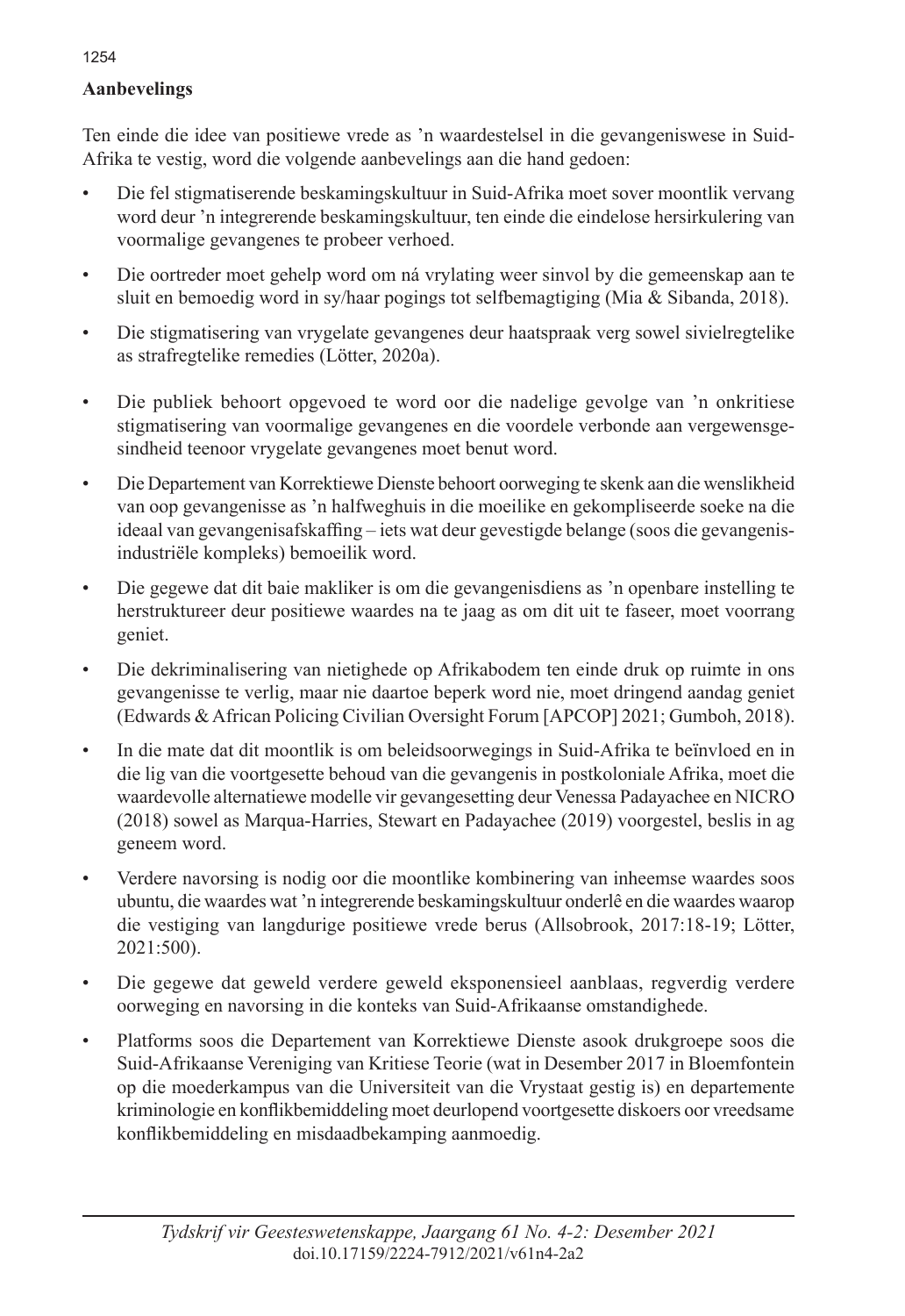**Aanbevelings**

Ten einde die idee van positiewe vrede as 'n waardestelsel in die gevangeniswese in Suid-Afrika te vestig, word die volgende aanbevelings aan die hand gedoen:

- Die fel stigmatiserende beskamingskultuur in Suid-Afrika moet sover moontlik vervang word deur 'n integrerende beskamingskultuur, ten einde die eindelose hersirkulering van voormalige gevangenes te probeer verhoed.
- Die oortreder moet gehelp word om ná vrylating weer sinvol by die gemeenskap aan te sluit en bemoedig word in sy/haar pogings tot selfbemagtiging (Mia & Sibanda, 2018).
- Die stigmatisering van vrygelate gevangenes deur haatspraak verg sowel sivielregtelike as strafregtelike remedies (Lötter, 2020a).
- Die publiek behoort opgevoed te word oor die nadelige gevolge van 'n onkritiese stigmatisering van voormalige gevangenes en die voordele verbonde aan vergewensgesindheid teenoor vrygelate gevangenes moet benut word.
- Die Departement van Korrektiewe Dienste behoort oorweging te skenk aan die wenslikheid van oop gevangenisse as 'n halfweghuis in die moeilike en gekompliseerde soeke na die ideaal van gevangenisafskaffing – iets wat deur gevestigde belange (soos die gevangenis-industriële kompleks) bemoeilik word.
- Die gegewe dat dit baie makliker is om die gevangenisdiens as 'n openbare instelling te herstruktureer deur positiewe waardes na te jaag as om dit uit te faseer, moet voorrang geniet.
- Die dekriminalisering van nietighede op Afrikabodem ten einde druk op ruimte in ons gevangenisse te verlig, maar nie daartoe beperk word nie, moet dringend aandag geniet (Edwards & African Policing Civilian Oversight Forum [APCOP] 2021; Gumboh, 2018).
- In die mate dat dit moontlik is om beleidsoorwegings in Suid-Afrika te beïnvloed en in die lig van die voortgesette behoud van die gevangenis in postkoloniale Afrika, moet die waardevolle alternatiewe modelle vir gevangesetting deur Venessa Padayachee en NICRO (2018) sowel as Marqua-Harries, Stewart en Padayachee (2019) voorgestel, beslis in ag geneem word.
- Verdere navorsing is nodig oor die moontlike kombinering van inheemse waardes soos ubuntu, die waardes wat 'n integrerende beskamingskultuur onderlê en die waardes waarop die vestiging van langdurige positiewe vrede berus (Allsobrook, 2017:18-19; Lötter, 2021:500).
- Die gegewe dat geweld verdere geweld eksponensieel aanblaas, regverdig verdere oorweging en navorsing in die konteks van Suid-Afrikaanse omstandighede.
- Platforms soos die Departement van Korrektiewe Dienste asook drukgroepe soos die Suid-Afrikaanse Vereniging van Kritiese Teorie (wat in Desember 2017 in Bloemfontein op die moederkampus van die Universiteit van die Vrystaat gestig is) en departemente kriminologie en konflikbemiddeling moet deurlopend voortgesette diskoers oor vreedsame konflikbemiddeling en misdaadbekamping aanmoedig.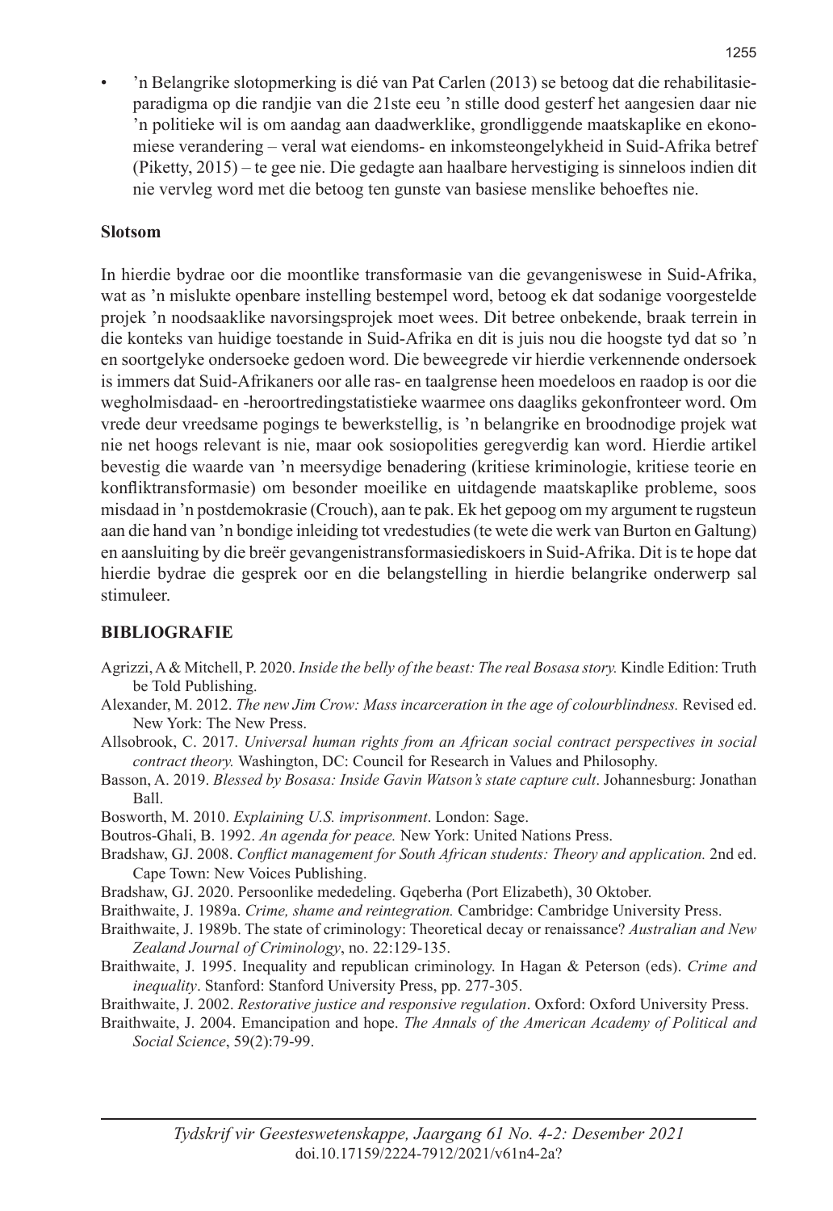- 'n Belangrike slotopmerking is dié van Pat Carlen (2013) se betoog dat die rehabilitasie-paradigma op die randjie van die 21ste eeu 'n stille dood gesterf het aangesien daar nie 'n politieke wil is om aandag aan daadwerklike, grondliggende maatskaplike en ekonomiese verandering – veral wat eiendoms- en inkomsteongelykheid in Suid-Afrika betref (Piketty, 2015) – te gee nie. Die gedagte aan haalbare hervestiging is sinneloos indien dit nie vervleg word met die betoog ten gunste van basiese menslike behoeftes nie.

**Slotsom**

In hierdie bydrae oor die moontlike transformasie van die gevangeniswese in Suid-Afrika, wat as 'n mislukte openbare instelling bestempel word, betoog ek dat sodanige voorgestelde projek 'n noodsaaklike navorsingsprojek moet wees. Dit betree onbekende, braak terrein in die konteks van huidige toestande in Suid-Afrika en dit is juis nou die hoogste tyd dat so 'n en soortgelyke ondersoeke gedoen word. Die beweegrede vir hierdie verkennende ondersoek is immers dat Suid-Afrikaners oor alle ras- en taalgrense heen moedeloos en raadop is oor die wegholmisdaad- en -heroortredingstatistieke waarmee ons daagliks gekonfronteer word. Om vrede deur vreedsame pogings te bewerkstellig, is 'n belangrike en broodnodige projek wat nie net hoogs relevant is nie, maar ook sosiopolities geregverdig kan word. Hierdie artikel bevestig die waarde van 'n meersydige benadering (kritiese kriminologie, kritiese teorie en konfliktransformasie) om besonder moeilike en uitdagende maatskaplike probleme, soos misdaad in 'n postdemokrasie (Crouch), aan te pak. Ek het gepoog om my argument te rugsteun aan die hand van 'n bondige inleiding tot vredestudies (te wete die werk van Burton en Galtung) en aansluiting by die breër gevangenistransformasiediskoers in Suid-Afrika. Dit is te hope dat hierdie bydrae die gesprek oor en die belangstelling in hierdie belangrike onderwerp sal stimuleer.

**BIBLIOGRAFIE**

Agrizzi, A & Mitchell, P. 2020. *Inside the belly of the beast: The real Bosasa story.* Kindle Edition: Truth be Told Publishing.

Alexander, M. 2012. *The new Jim Crow: Mass incarceration in the age of colourblindness.* Revised ed. New York: The New Press.

Allsobrook, C. 2017. *Universal human rights from an African social contract perspectives in social contract theory.* Washington, DC: Council for Research in Values and Philosophy.

Basson, A. 2019. *Blessed by Bosasa: Inside Gavin Watson's state capture cult*. Johannesburg: Jonathan Ball.

Bosworth, M. 2010. *Explaining U.S. imprisonment*. London: Sage.

Boutros-Ghali, B. 1992. *An agenda for peace.* New York: United Nations Press.

Bradshaw, GJ. 2008. *Conflict management for South African students: Theory and application.* 2nd ed. Cape Town: New Voices Publishing.

Bradshaw, GJ. 2020. Persoonlike mededeling. Gqeberha (Port Elizabeth), 30 Oktober.

Braithwaite, J. 1989a. *Crime, shame and reintegration.* Cambridge: Cambridge University Press.

Braithwaite, J. 1989b. The state of criminology: Theoretical decay or renaissance? *Australian and New Zealand Journal of Criminology*, no. 22:129-135.

Braithwaite, J. 1995. Inequality and republican criminology. In Hagan & Peterson (eds). *Crime and inequality*. Stanford: Stanford University Press, pp. 277-305.

Braithwaite, J. 2002. *Restorative justice and responsive regulation*. Oxford: Oxford University Press.

Braithwaite, J. 2004. Emancipation and hope. *The Annals of the American Academy of Political and Social Science*, 59(2):79-99.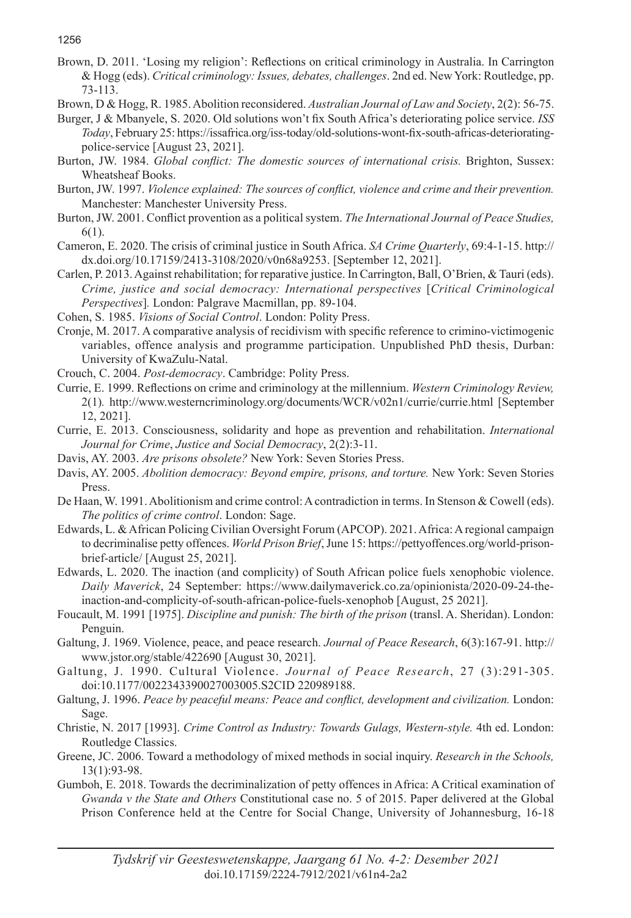Brown, D. 2011. 'Losing my religion': Reflections on critical criminology in Australia. In Carrington & Hogg (eds). *Critical criminology: Issues, debates, challenges*. 2nd ed. New York: Routledge, pp. 73-113.

Brown, D & Hogg, R. 1985. Abolition reconsidered. *Australian Journal of Law and Society*, 2(2): 56-75.

Burger, J & Mbanyele, S. 2020. Old solutions won't fix South Africa's deteriorating police service. *ISS Today*, February 25: https://issafrica.org/iss-today/old-solutions-wont-fix-south-africas-deteriorating-police-service [August 23, 2021].

Burton, JW. 1984. *Global conflict: The domestic sources of international crisis.* Brighton, Sussex: Wheatsheaf Books.

Burton, JW. 1997. *Violence explained: The sources of conflict, violence and crime and their prevention.* Manchester: Manchester University Press.

Burton, JW. 2001. Conflict provention as a political system. *The International Journal of Peace Studies,* 6(1).

Cameron, E. 2020. The crisis of criminal justice in South Africa. *SA Crime Quarterly*, 69:4-1-15. http://dx.doi.org/10.17159/2413-3108/2020/v0n68a9253. [September 12, 2021].

Carlen, P. 2013. Against rehabilitation; for reparative justice. In Carrington, Ball, O'Brien, & Tauri (eds). *Crime, justice and social democracy: International perspectives* [*Critical Criminological Perspectives*]*.* London: Palgrave Macmillan, pp. 89-104.

Cohen, S. 1985. *Visions of Social Control*. London: Polity Press.

Cronje, M. 2017. A comparative analysis of recidivism with specific reference to crimino-victimogenic variables, offence analysis and programme participation. Unpublished PhD thesis, Durban: University of KwaZulu-Natal.

Crouch, C. 2004. *Post-democracy*. Cambridge: Polity Press.

Currie, E. 1999. Reflections on crime and criminology at the millennium. *Western Criminology Review,* 2(1)*.* http://www.westerncriminology.org/documents/WCR/v02n1/currie/currie.html [September 12, 2021].

Currie, E. 2013. Consciousness, solidarity and hope as prevention and rehabilitation. *International Journal for Crime*, *Justice and Social Democracy*, 2(2):3-11.

Davis, AY. 2003. *Are prisons obsolete?* New York: Seven Stories Press.

Davis, AY. 2005. *Abolition democracy: Beyond empire, prisons, and torture.* New York: Seven Stories Press.

De Haan, W. 1991. Abolitionism and crime control: A contradiction in terms. In Stenson & Cowell (eds). *The politics of crime control*. London: Sage.

Edwards, L. & African Policing Civilian Oversight Forum (APCOP). 2021. Africa: A regional campaign to decriminalise petty offences. *World Prison Brief*, June 15: https://pettyoffences.org/world-prison-brief-article/ [August 25, 2021].

Edwards, L. 2020. The inaction (and complicity) of South African police fuels xenophobic violence. *Daily Maverick*, 24 September: https://www.dailymaverick.co.za/opinionista/2020-09-24-the-inaction-and-complicity-of-south-african-police-fuels-xenophob [August, 25 2021].

Foucault, M. 1991 [1975]. *Discipline and punish: The birth of the prison* (transl. A. Sheridan). London: Penguin.

Galtung, J. 1969. Violence, peace, and peace research. *Journal of Peace Research*, 6(3):167-91. http://www.jstor.org/stable/422690 [August 30, 2021].

Galtung, J. 1990. Cultural Violence. *Journal of Peace Research*, 27 (3):291-305. doi:10.1177/0022343390027003005.S2CID 220989188.

Galtung, J. 1996. *Peace by peaceful means: Peace and conflict, development and civilization.* London: Sage.

Christie, N. 2017 [1993]. *Crime Control as Industry: Towards Gulags, Western-style.* 4th ed. London: Routledge Classics.

Greene, JC. 2006. Toward a methodology of mixed methods in social inquiry. *Research in the Schools,* 13(1):93-98.

Gumboh, E. 2018. Towards the decriminalization of petty offences in Africa: A Critical examination of *Gwanda v the State and Others* Constitutional case no. 5 of 2015. Paper delivered at the Global Prison Conference held at the Centre for Social Change, University of Johannesburg, 16-18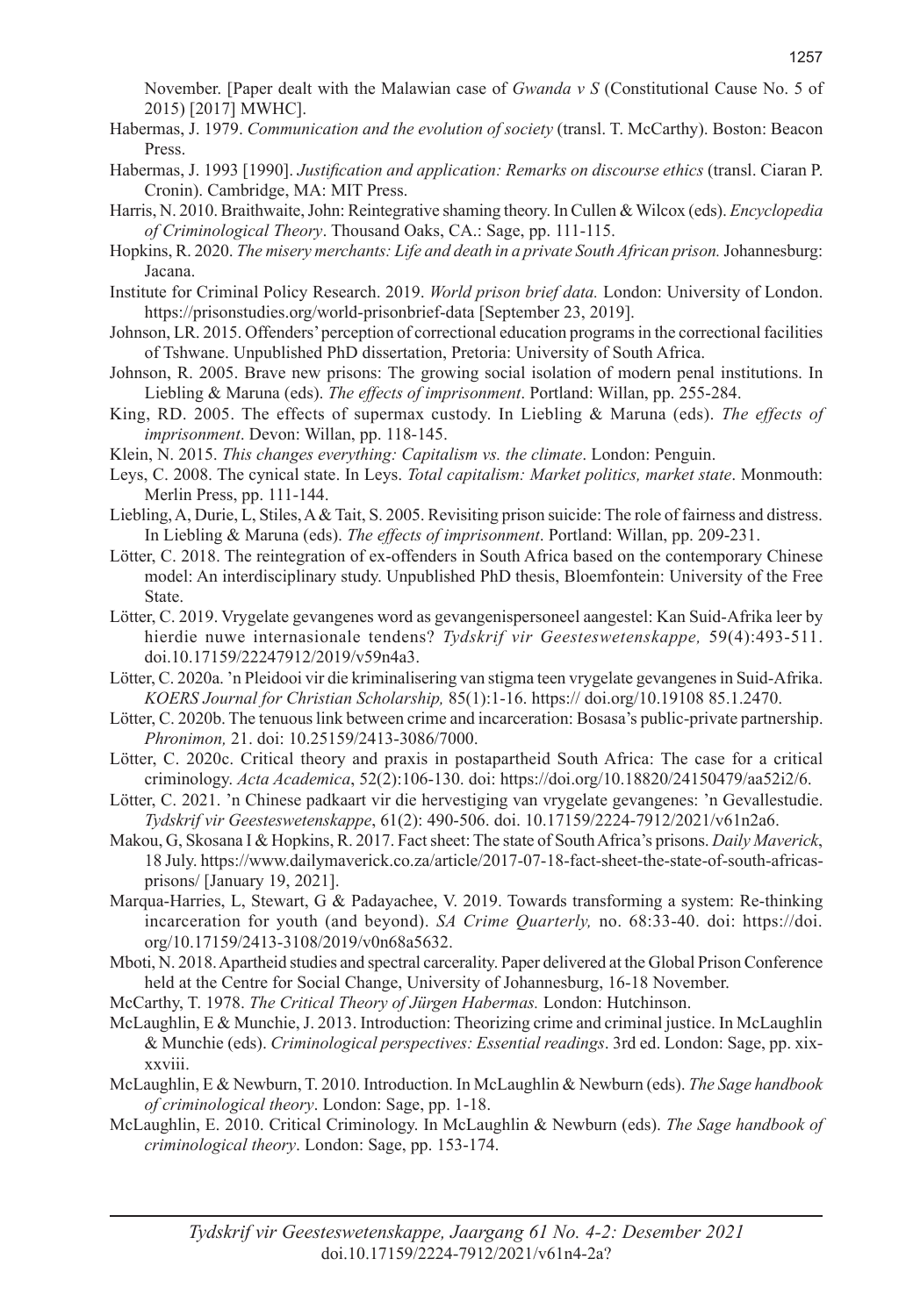November. [Paper dealt with the Malawian case of *Gwanda v S* (Constitutional Cause No. 5 of 2015) [2017] MWHC].

Habermas, J. 1979. *Communication and the evolution of society* (transl. T. McCarthy). Boston: Beacon Press.

Habermas, J. 1993 [1990]. *Justification and application: Remarks on discourse ethics* (transl. Ciaran P. Cronin). Cambridge, MA: MIT Press.

Harris, N. 2010. Braithwaite, John: Reintegrative shaming theory. In Cullen & Wilcox (eds). *Encyclopedia of Criminological Theory*. Thousand Oaks, CA.: Sage, pp. 111-115.

Hopkins, R. 2020. *The misery merchants: Life and death in a private South African prison.* Johannesburg: Jacana.

Institute for Criminal Policy Research. 2019. *World prison brief data.* London: University of London. https://prisonstudies.org/world-prisonbrief-data [September 23, 2019].

Johnson, LR. 2015. Offenders' perception of correctional education programs in the correctional facilities of Tshwane. Unpublished PhD dissertation, Pretoria: University of South Africa.

Johnson, R. 2005. Brave new prisons: The growing social isolation of modern penal institutions. In Liebling & Maruna (eds). *The effects of imprisonment*. Portland: Willan, pp. 255-284.

King, RD. 2005. The effects of supermax custody. In Liebling & Maruna (eds). *The effects of imprisonment*. Devon: Willan, pp. 118-145.

Klein, N. 2015. *This changes everything: Capitalism vs. the climate*. London: Penguin.

Leys, C. 2008. The cynical state. In Leys. *Total capitalism: Market politics, market state*. Monmouth: Merlin Press, pp. 111-144.

Liebling, A, Durie, L, Stiles, A & Tait, S. 2005. Revisiting prison suicide: The role of fairness and distress. In Liebling & Maruna (eds). *The effects of imprisonment*. Portland: Willan, pp. 209-231.

Lötter, C. 2018. The reintegration of ex-offenders in South Africa based on the contemporary Chinese model: An interdisciplinary study. Unpublished PhD thesis, Bloemfontein: University of the Free State.

Lötter, C. 2019. Vrygelate gevangenes word as gevangenispersoneel aangestel: Kan Suid-Afrika leer by hierdie nuwe internasionale tendens? *Tydskrif vir Geesteswetenskappe,* 59(4):493-511. doi.10.17159/22247912/2019/v59n4a3.

Lötter, C. 2020a. 'n Pleidooi vir die kriminalisering van stigma teen vrygelate gevangenes in Suid-Afrika. *KOERS Journal for Christian Scholarship,* 85(1):1-16. https:// doi.org/10.19108 85.1.2470.

Lötter, C. 2020b. The tenuous link between crime and incarceration: Bosasa's public-private partnership. *Phronimon,* 21. doi: 10.25159/2413-3086/7000.

Lötter, C. 2020c. Critical theory and praxis in postapartheid South Africa: The case for a critical criminology. *Acta Academica*, 52(2):106-130. doi: https://doi.org/10.18820/24150479/aa52i2/6.

Lötter, C. 2021. 'n Chinese padkaart vir die hervestiging van vrygelate gevangenes: 'n Gevallestudie. *Tydskrif vir Geesteswetenskappe*, 61(2): 490-506. doi. 10.17159/2224-7912/2021/v61n2a6.

Makou, G, Skosana I & Hopkins, R. 2017. Fact sheet: The state of South Africa's prisons. *Daily Maverick*, 18 July. https://www.dailymaverick.co.za/article/2017-07-18-fact-sheet-the-state-of-south-africas-prisons/ [January 19, 2021].

Marqua-Harries, L, Stewart, G & Padayachee, V. 2019. Towards transforming a system: Re-thinking incarceration for youth (and beyond). *SA Crime Quarterly,* no. 68:33-40. doi: https://doi.org/10.17159/2413-3108/2019/v0n68a5632.

Mboti, N. 2018. Apartheid studies and spectral carcerality. Paper delivered at the Global Prison Conference held at the Centre for Social Change, University of Johannesburg, 16-18 November.

McCarthy, T. 1978. *The Critical Theory of Jürgen Habermas.* London: Hutchinson.

McLaughlin, E & Munchie, J. 2013. Introduction: Theorizing crime and criminal justice. In McLaughlin & Munchie (eds). *Criminological perspectives: Essential readings*. 3rd ed. London: Sage, pp. xix-xxviii.

McLaughlin, E & Newburn, T. 2010. Introduction. In McLaughlin & Newburn (eds). *The Sage handbook of criminological theory*. London: Sage, pp. 1-18.

McLaughlin, E. 2010. Critical Criminology. In McLaughlin & Newburn (eds). *The Sage handbook of criminological theory*. London: Sage, pp. 153-174.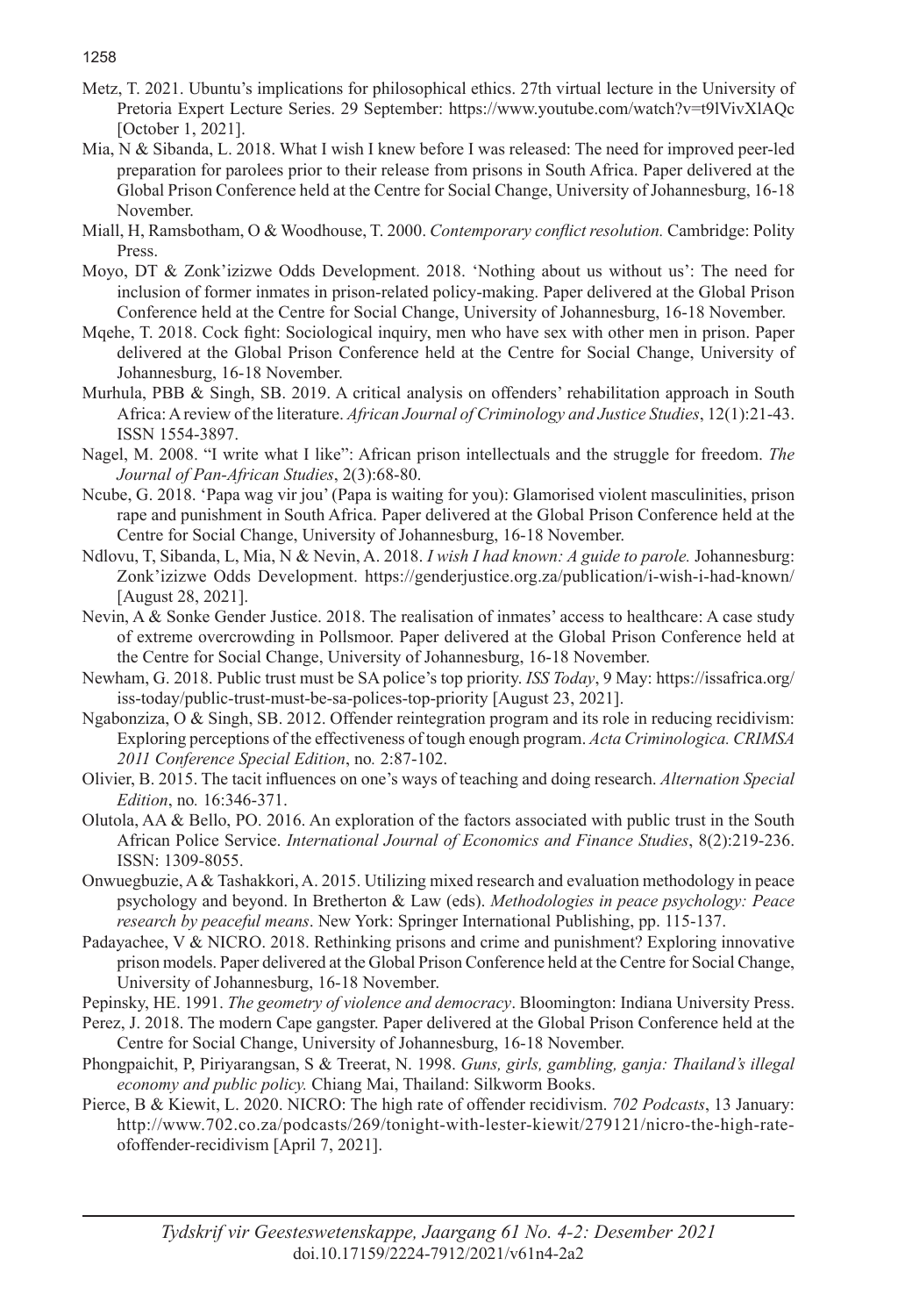Metz, T. 2021. Ubuntu's implications for philosophical ethics. 27th virtual lecture in the University of Pretoria Expert Lecture Series. 29 September: https://www.youtube.com/watch?v=t9lVivXlAQc [October 1, 2021].

Mia, N & Sibanda, L. 2018. What I wish I knew before I was released: The need for improved peer-led preparation for parolees prior to their release from prisons in South Africa. Paper delivered at the Global Prison Conference held at the Centre for Social Change, University of Johannesburg, 16-18 November.

Miall, H, Ramsbotham, O & Woodhouse, T. 2000. *Contemporary conflict resolution.* Cambridge: Polity Press.

Moyo, DT & Zonk'izizwe Odds Development. 2018. 'Nothing about us without us': The need for inclusion of former inmates in prison-related policy-making. Paper delivered at the Global Prison Conference held at the Centre for Social Change, University of Johannesburg, 16-18 November.

Mqehe, T. 2018. Cock fight: Sociological inquiry, men who have sex with other men in prison. Paper delivered at the Global Prison Conference held at the Centre for Social Change, University of Johannesburg, 16-18 November.

Murhula, PBB & Singh, SB. 2019. A critical analysis on offenders' rehabilitation approach in South Africa: A review of the literature. *African Journal of Criminology and Justice Studies*, 12(1):21-43. ISSN 1554-3897.

Nagel, M. 2008. "I write what I like": African prison intellectuals and the struggle for freedom. *The Journal of Pan-African Studies*, 2(3):68-80.

Ncube, G. 2018. 'Papa wag vir jou' (Papa is waiting for you): Glamorised violent masculinities, prison rape and punishment in South Africa. Paper delivered at the Global Prison Conference held at the Centre for Social Change, University of Johannesburg, 16-18 November.

Ndlovu, T, Sibanda, L, Mia, N & Nevin, A. 2018. *I wish I had known: A guide to parole.* Johannesburg: Zonk'izizwe Odds Development. https://genderjustice.org.za/publication/i-wish-i-had-known/ [August 28, 2021].

Nevin, A & Sonke Gender Justice. 2018. The realisation of inmates' access to healthcare: A case study of extreme overcrowding in Pollsmoor. Paper delivered at the Global Prison Conference held at the Centre for Social Change, University of Johannesburg, 16-18 November.

Newham, G. 2018. Public trust must be SA police's top priority. *ISS Today*, 9 May: https://issafrica.org/iss-today/public-trust-must-be-sa-polices-top-priority [August 23, 2021].

Ngabonziza, O & Singh, SB. 2012. Offender reintegration program and its role in reducing recidivism: Exploring perceptions of the effectiveness of tough enough program. *Acta Criminologica. CRIMSA 2011 Conference Special Edition*, no*.* 2:87-102.

Olivier, B. 2015. The tacit influences on one's ways of teaching and doing research. *Alternation Special Edition*, no*.* 16:346-371.

Olutola, AA & Bello, PO. 2016. An exploration of the factors associated with public trust in the South African Police Service. *International Journal of Economics and Finance Studies*, 8(2):219-236. ISSN: 1309-8055.

Onwuegbuzie, A & Tashakkori, A. 2015. Utilizing mixed research and evaluation methodology in peace psychology and beyond. In Bretherton & Law (eds). *Methodologies in peace psychology: Peace research by peaceful means*. New York: Springer International Publishing, pp. 115-137.

Padayachee, V & NICRO. 2018. Rethinking prisons and crime and punishment? Exploring innovative prison models. Paper delivered at the Global Prison Conference held at the Centre for Social Change, University of Johannesburg, 16-18 November.

Pepinsky, HE. 1991. *The geometry of violence and democracy*. Bloomington: Indiana University Press.

Perez, J. 2018. The modern Cape gangster. Paper delivered at the Global Prison Conference held at the Centre for Social Change, University of Johannesburg, 16-18 November.

Phongpaichit, P, Piriyarangsan, S & Treerat, N. 1998. *Guns, girls, gambling, ganja: Thailand's illegal economy and public policy.* Chiang Mai, Thailand: Silkworm Books.

Pierce, B & Kiewit, L. 2020. NICRO: The high rate of offender recidivism. *702 Podcasts*, 13 January: http://www.702.co.za/podcasts/269/tonight-with-lester-kiewit/279121/nicro-the-high-rate-ofoffender-recidivism [April 7, 2021].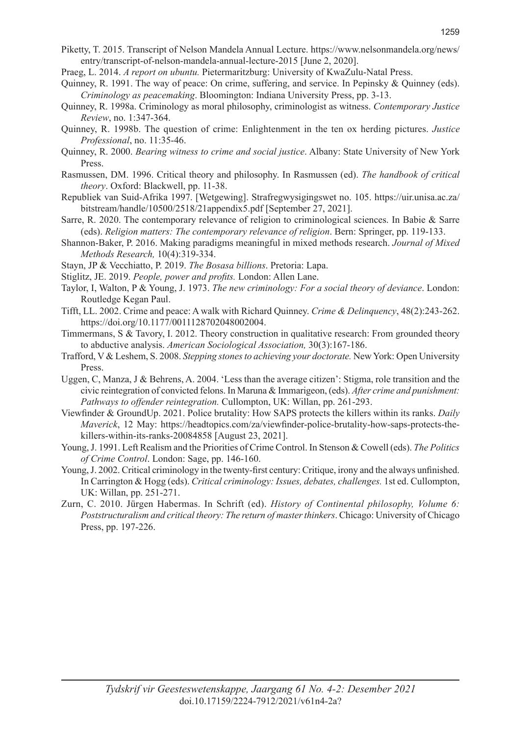Piketty, T. 2015. Transcript of Nelson Mandela Annual Lecture. https://www.nelsonmandela.org/news/entry/transcript-of-nelson-mandela-annual-lecture-2015 [June 2, 2020].

Praeg, L. 2014. *A report on ubuntu.* Pietermaritzburg: University of KwaZulu-Natal Press.

Quinney, R. 1991. The way of peace: On crime, suffering, and service. In Pepinsky & Quinney (eds). *Criminology as peacemaking*. Bloomington: Indiana University Press, pp. 3-13.

Quinney, R. 1998a. Criminology as moral philosophy, criminologist as witness. *Contemporary Justice Review*, no. 1:347-364.

Quinney, R. 1998b. The question of crime: Enlightenment in the ten ox herding pictures. *Justice Professional*, no. 11:35-46.

Quinney, R. 2000. *Bearing witness to crime and social justice*. Albany: State University of New York Press.

Rasmussen, DM. 1996. Critical theory and philosophy. In Rasmussen (ed). *The handbook of critical theory*. Oxford: Blackwell, pp. 11-38.

Republiek van Suid-Afrika 1997. [Wetgewing]. Strafregwysigingswet no. 105. https://uir.unisa.ac.za/bitstream/handle/10500/2518/21appendix5.pdf [September 27, 2021].

Sarre, R. 2020. The contemporary relevance of religion to criminological sciences. In Babie & Sarre (eds). *Religion matters: The contemporary relevance of religion*. Bern: Springer, pp. 119-133.

Shannon-Baker, P. 2016. Making paradigms meaningful in mixed methods research. *Journal of Mixed Methods Research,* 10(4):319-334.

Stayn, JP & Vecchiatto, P. 2019. *The Bosasa billions*. Pretoria: Lapa.

Stiglitz, JE. 2019. *People, power and profits.* London: Allen Lane.

Taylor, I, Walton, P & Young, J. 1973. *The new criminology: For a social theory of deviance*. London: Routledge Kegan Paul.

Tifft, LL. 2002. Crime and peace: A walk with Richard Quinney. *Crime & Delinquency*, 48(2):243-262. https://doi.org/10.1177/0011128702048002004.

Timmermans, S & Tavory, I. 2012. Theory construction in qualitative research: From grounded theory to abductive analysis. *American Sociological Association,* 30(3):167-186.

Trafford, V & Leshem, S. 2008. *Stepping stones to achieving your doctorate.* New York: Open University Press.

Uggen, C, Manza, J & Behrens, A. 2004. 'Less than the average citizen': Stigma, role transition and the civic reintegration of convicted felons. In Maruna & Immarigeon, (eds). *After crime and punishment: Pathways to offender reintegration.* Cullompton, UK: Willan, pp. 261-293.

Viewfinder & GroundUp. 2021. Police brutality: How SAPS protects the killers within its ranks. *Daily Maverick*, 12 May: https://headtopics.com/za/viewfinder-police-brutality-how-saps-protects-the-killers-within-its-ranks-20084858 [August 23, 2021].

Young, J. 1991. Left Realism and the Priorities of Crime Control. In Stenson & Cowell (eds). *The Politics of Crime Control*. London: Sage, pp. 146-160.

Young, J. 2002. Critical criminology in the twenty-first century: Critique, irony and the always unfinished. In Carrington & Hogg (eds). *Critical criminology: Issues, debates, challenges.* 1st ed. Cullompton, UK: Willan, pp. 251-271.

Zurn, C. 2010. Jürgen Habermas. In Schrift (ed). *History of Continental philosophy, Volume 6: Poststructuralism and critical theory: The return of master thinkers*. Chicago: University of Chicago Press, pp. 197-226.